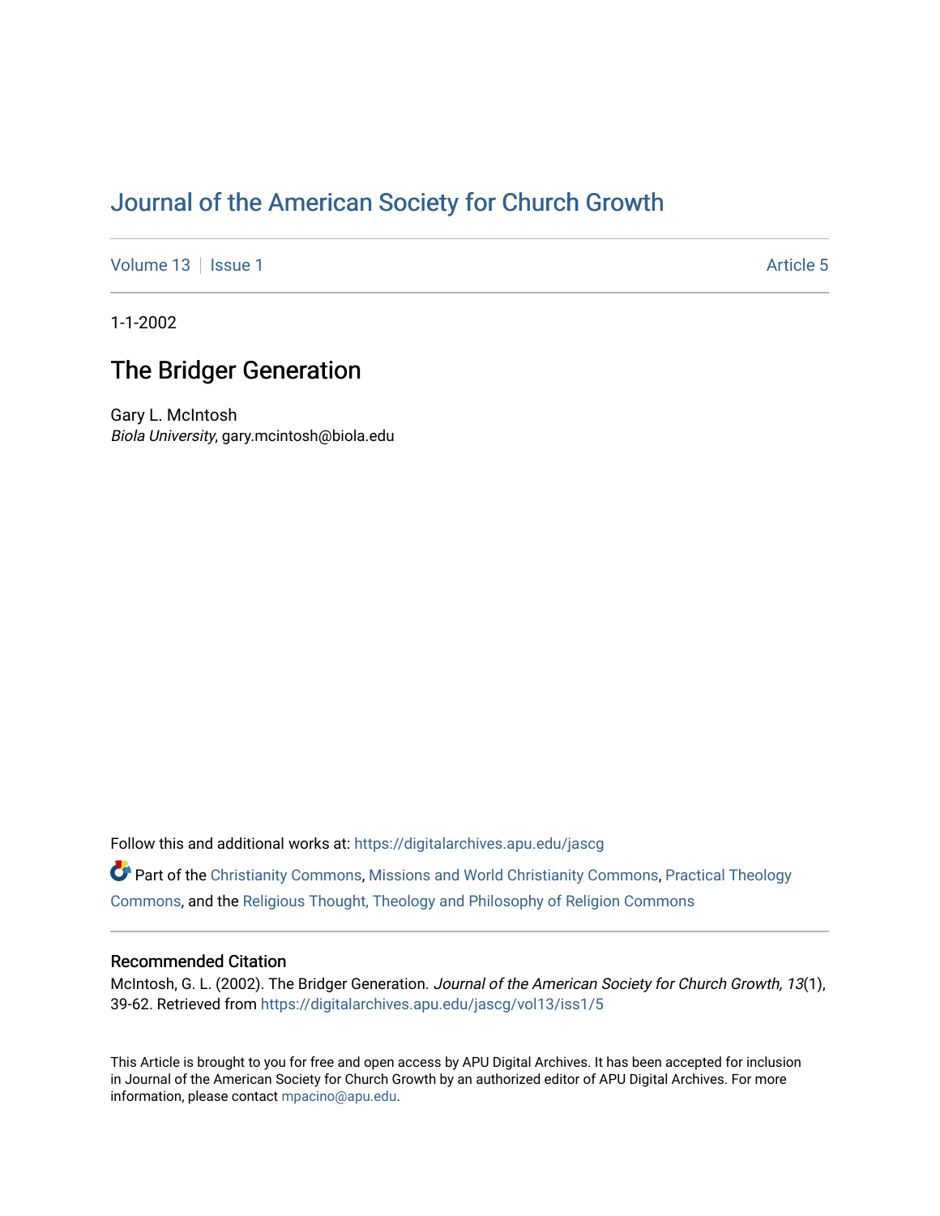# Journal of the American Society for Church Growth

Volume 13 | Issue 1 | Article 5

1-1-2002

## The Bridger Generation

Gary L. McIntosh
*Biola University*, gary.mcintosh@biola.edu

Follow this and additional works at: https://digitalarchives.apu.edu/jascg

Part of the Christianity Commons, Missions and World Christianity Commons, Practical Theology Commons, and the Religious Thought, Theology and Philosophy of Religion Commons

### Recommended Citation

McIntosh, G. L. (2002). The Bridger Generation. *Journal of the American Society for Church Growth, 13*(1), 39-62. Retrieved from https://digitalarchives.apu.edu/jascg/vol13/iss1/5

This Article is brought to you for free and open access by APU Digital Archives. It has been accepted for inclusion in Journal of the American Society for Church Growth by an authorized editor of APU Digital Archives. For more information, please contact mpacino@apu.edu.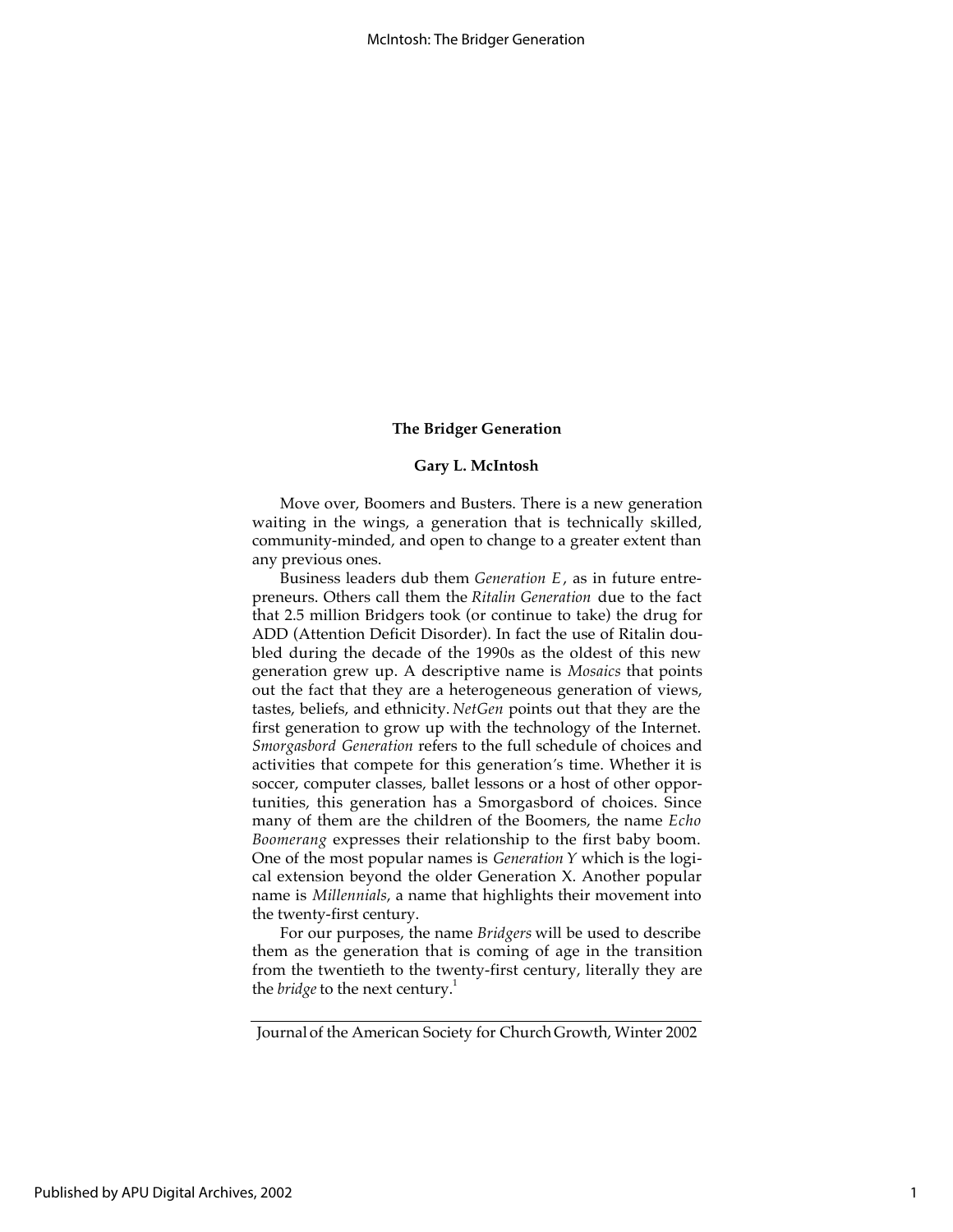**The Bridger Generation**

**Gary L. McIntosh**

Move over, Boomers and Busters. There is a new generation waiting in the wings, a generation that is technically skilled, community-minded, and open to change to a greater extent than any previous ones.

Business leaders dub them *Generation E*, as in future entrepreneurs. Others call them the *Ritalin Generation* due to the fact that 2.5 million Bridgers took (or continue to take) the drug for ADD (Attention Deficit Disorder). In fact the use of Ritalin doubled during the decade of the 1990s as the oldest of this new generation grew up. A descriptive name is *Mosaics* that points out the fact that they are a heterogeneous generation of views, tastes, beliefs, and ethnicity. *NetGen* points out that they are the first generation to grow up with the technology of the Internet. *Smorgasbord Generation* refers to the full schedule of choices and activities that compete for this generation's time. Whether it is soccer, computer classes, ballet lessons or a host of other opportunities, this generation has a Smorgasbord of choices. Since many of them are the children of the Boomers, the name *Echo Boomerang* expresses their relationship to the first baby boom. One of the most popular names is *Generation Y* which is the logical extension beyond the older Generation X. Another popular name is *Millennials*, a name that highlights their movement into the twenty-first century.

For our purposes, the name *Bridgers* will be used to describe them as the generation that is coming of age in the transition from the twentieth to the twenty-first century, literally they are the *bridge* to the next century.[1]

Journal of the American Society for Church Growth, Winter 2002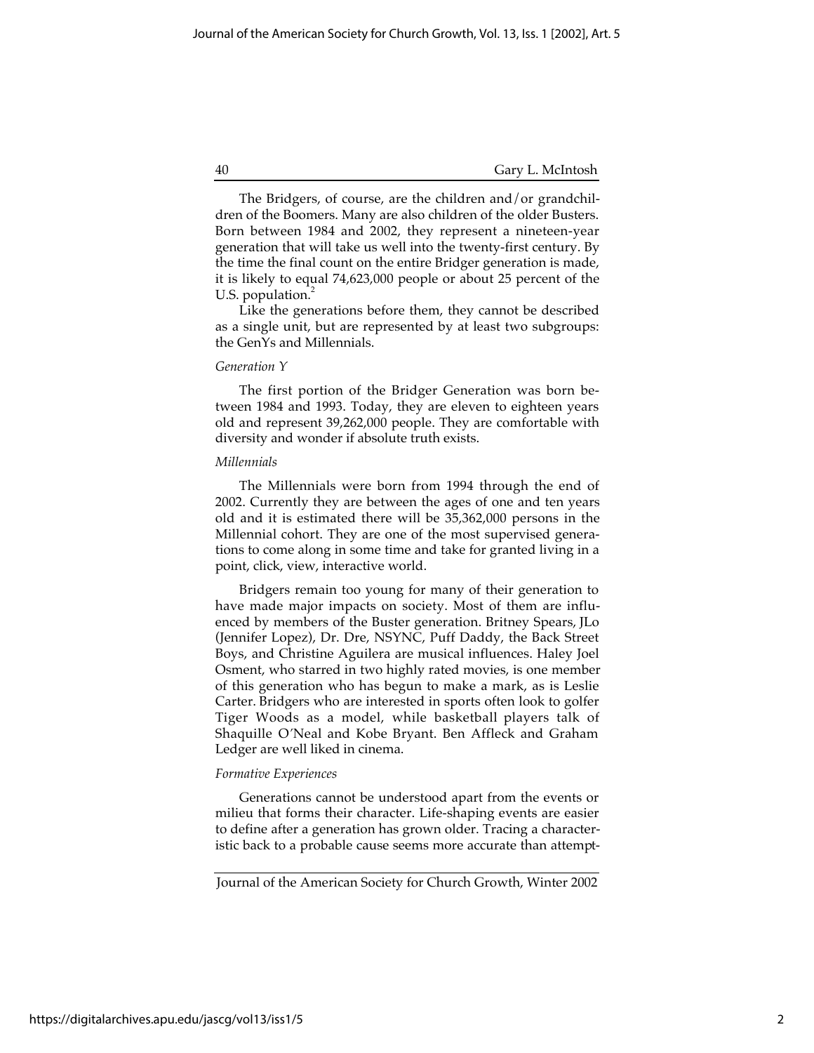The Bridgers, of course, are the children and/or grandchildren of the Boomers. Many are also children of the older Busters. Born between 1984 and 2002, they represent a nineteen-year generation that will take us well into the twenty-first century. By the time the final count on the entire Bridger generation is made, it is likely to equal 74,623,000 people or about 25 percent of the U.S. population.[2]

Like the generations before them, they cannot be described as a single unit, but are represented by at least two subgroups: the GenYs and Millennials.

*Generation Y*

The first portion of the Bridger Generation was born between 1984 and 1993. Today, they are eleven to eighteen years old and represent 39,262,000 people. They are comfortable with diversity and wonder if absolute truth exists.

*Millennials*

The Millennials were born from 1994 through the end of 2002. Currently they are between the ages of one and ten years old and it is estimated there will be 35,362,000 persons in the Millennial cohort. They are one of the most supervised generations to come along in some time and take for granted living in a point, click, view, interactive world.

Bridgers remain too young for many of their generation to have made major impacts on society. Most of them are influenced by members of the Buster generation. Britney Spears, JLo (Jennifer Lopez), Dr. Dre, NSYNC, Puff Daddy, the Back Street Boys, and Christine Aguilera are musical influences. Haley Joel Osment, who starred in two highly rated movies, is one member of this generation who has begun to make a mark, as is Leslie Carter. Bridgers who are interested in sports often look to golfer Tiger Woods as a model, while basketball players talk of Shaquille O'Neal and Kobe Bryant. Ben Affleck and Graham Ledger are well liked in cinema.

*Formative Experiences*

Generations cannot be understood apart from the events or milieu that forms their character. Life-shaping events are easier to define after a generation has grown older. Tracing a characteristic back to a probable cause seems more accurate than attempt-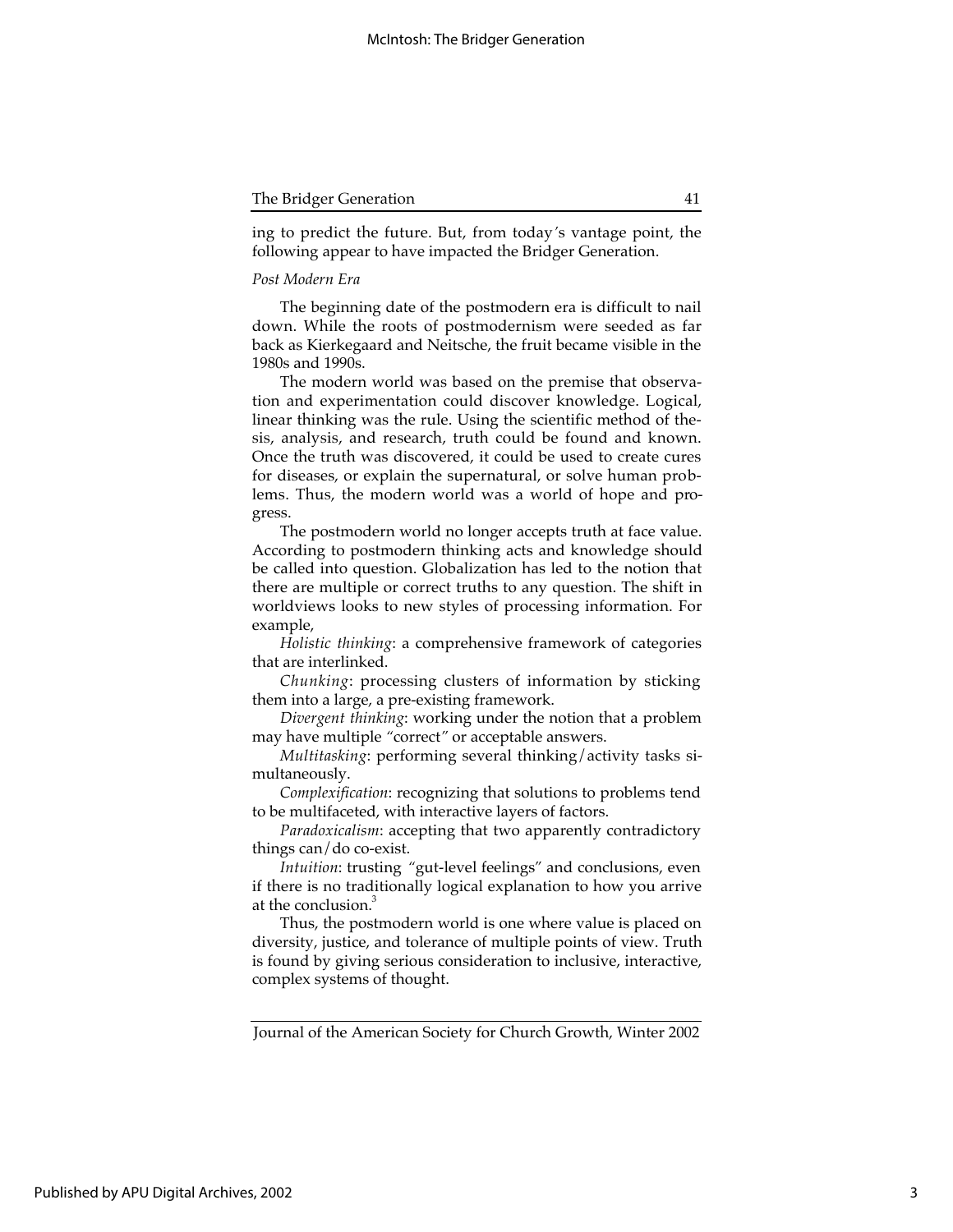ing to predict the future. But, from today's vantage point, the following appear to have impacted the Bridger Generation.

*Post Modern Era*

The beginning date of the postmodern era is difficult to nail down. While the roots of postmodernism were seeded as far back as Kierkegaard and Neitsche, the fruit became visible in the 1980s and 1990s.

The modern world was based on the premise that observation and experimentation could discover knowledge. Logical, linear thinking was the rule. Using the scientific method of thesis, analysis, and research, truth could be found and known. Once the truth was discovered, it could be used to create cures for diseases, or explain the supernatural, or solve human problems. Thus, the modern world was a world of hope and progress.

The postmodern world no longer accepts truth at face value. According to postmodern thinking acts and knowledge should be called into question. Globalization has led to the notion that there are multiple or correct truths to any question. The shift in worldviews looks to new styles of processing information. For example,

*Holistic thinking*: a comprehensive framework of categories that are interlinked.

*Chunking*: processing clusters of information by sticking them into a large, a pre-existing framework.

*Divergent thinking*: working under the notion that a problem may have multiple "correct" or acceptable answers.

*Multitasking*: performing several thinking/activity tasks simultaneously.

*Complexification*: recognizing that solutions to problems tend to be multifaceted, with interactive layers of factors.

*Paradoxicalism*: accepting that two apparently contradictory things can/do co-exist.

*Intuition*: trusting "gut-level feelings" and conclusions, even if there is no traditionally logical explanation to how you arrive at the conclusion.[3]

Thus, the postmodern world is one where value is placed on diversity, justice, and tolerance of multiple points of view. Truth is found by giving serious consideration to inclusive, interactive, complex systems of thought.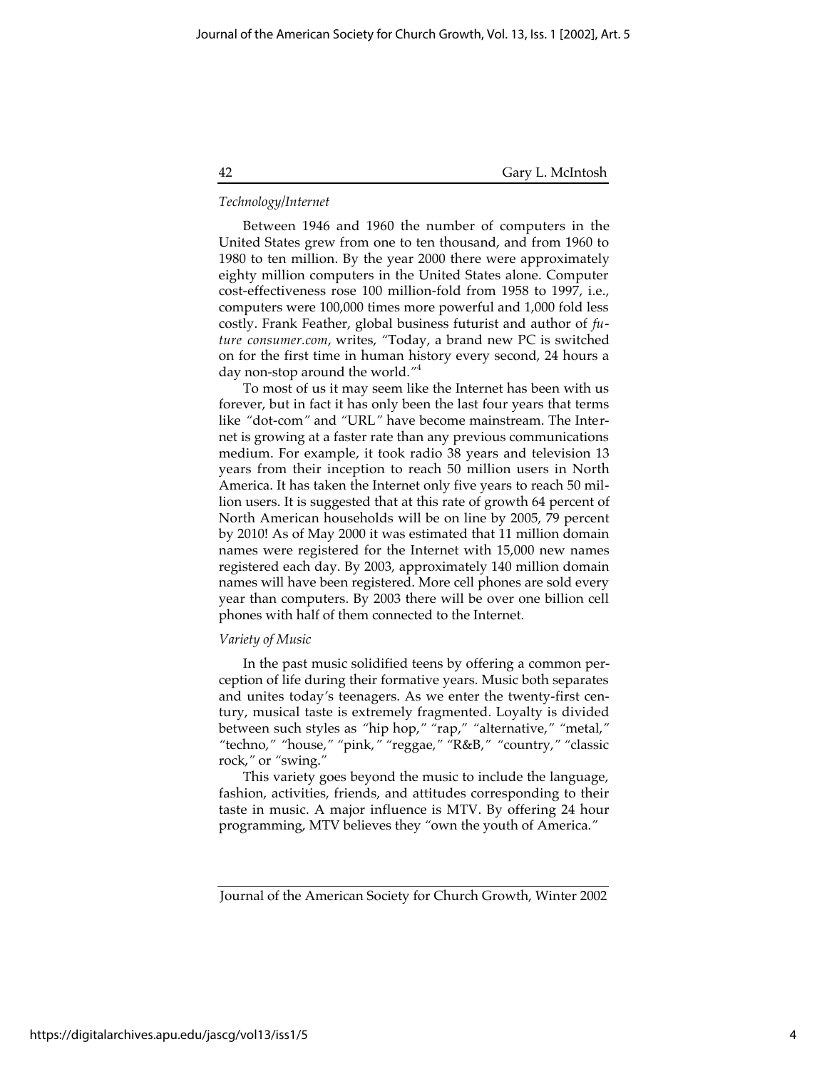*Technology/Internet*

Between 1946 and 1960 the number of computers in the United States grew from one to ten thousand, and from 1960 to 1980 to ten million. By the year 2000 there were approximately eighty million computers in the United States alone. Computer cost-effectiveness rose 100 million-fold from 1958 to 1997, i.e., computers were 100,000 times more powerful and 1,000 fold less costly. Frank Feather, global business futurist and author of *future consumer.com*, writes, "Today, a brand new PC is switched on for the first time in human history every second, 24 hours a day non-stop around the world."[4]

To most of us it may seem like the Internet has been with us forever, but in fact it has only been the last four years that terms like "dot-com" and "URL" have become mainstream. The Internet is growing at a faster rate than any previous communications medium. For example, it took radio 38 years and television 13 years from their inception to reach 50 million users in North America. It has taken the Internet only five years to reach 50 million users. It is suggested that at this rate of growth 64 percent of North American households will be on line by 2005, 79 percent by 2010! As of May 2000 it was estimated that 11 million domain names were registered for the Internet with 15,000 new names registered each day. By 2003, approximately 140 million domain names will have been registered. More cell phones are sold every year than computers. By 2003 there will be over one billion cell phones with half of them connected to the Internet.

*Variety of Music*

In the past music solidified teens by offering a common perception of life during their formative years. Music both separates and unites today's teenagers. As we enter the twenty-first century, musical taste is extremely fragmented. Loyalty is divided between such styles as "hip hop," "rap," "alternative," "metal," "techno," "house," "pink," "reggae," "R&B," "country," "classic rock," or "swing."

This variety goes beyond the music to include the language, fashion, activities, friends, and attitudes corresponding to their taste in music. A major influence is MTV. By offering 24 hour programming, MTV believes they "own the youth of America."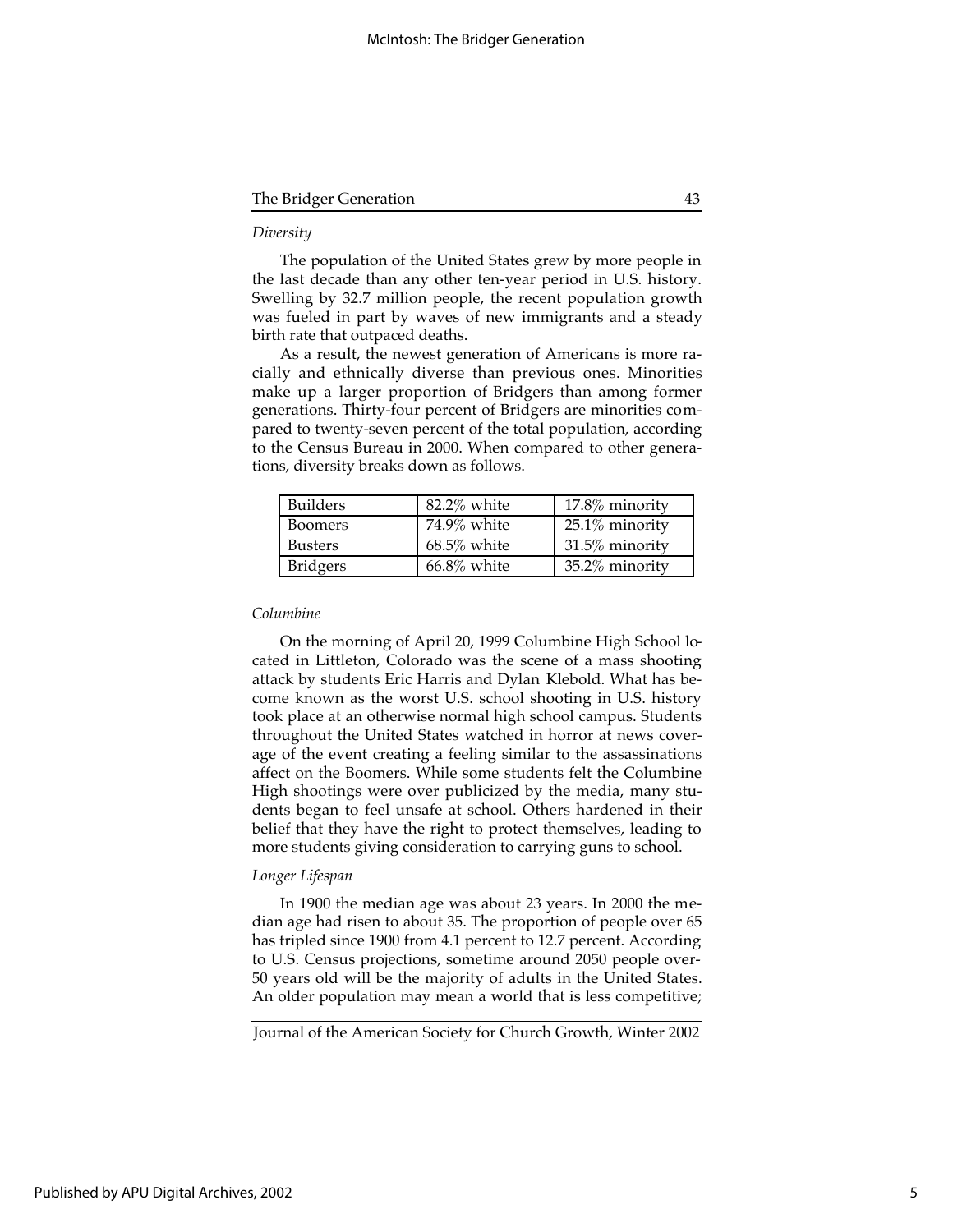*Diversity*

The population of the United States grew by more people in the last decade than any other ten-year period in U.S. history. Swelling by 32.7 million people, the recent population growth was fueled in part by waves of new immigrants and a steady birth rate that outpaced deaths.

As a result, the newest generation of Americans is more racially and ethnically diverse than previous ones. Minorities make up a larger proportion of Bridgers than among former generations. Thirty-four percent of Bridgers are minorities compared to twenty-seven percent of the total population, according to the Census Bureau in 2000. When compared to other generations, diversity breaks down as follows.

| | | |
|---|---|---|
| Builders | 82.2% white | 17.8% minority |
| Boomers | 74.9% white | 25.1% minority |
| Busters | 68.5% white | 31.5% minority |
| Bridgers | 66.8% white | 35.2% minority |

*Columbine*

On the morning of April 20, 1999 Columbine High School located in Littleton, Colorado was the scene of a mass shooting attack by students Eric Harris and Dylan Klebold. What has become known as the worst U.S. school shooting in U.S. history took place at an otherwise normal high school campus. Students throughout the United States watched in horror at news coverage of the event creating a feeling similar to the assassinations affect on the Boomers. While some students felt the Columbine High shootings were over publicized by the media, many students began to feel unsafe at school. Others hardened in their belief that they have the right to protect themselves, leading to more students giving consideration to carrying guns to school.

*Longer Lifespan*

In 1900 the median age was about 23 years. In 2000 the median age had risen to about 35. The proportion of people over 65 has tripled since 1900 from 4.1 percent to 12.7 percent. According to U.S. Census projections, sometime around 2050 people over-50 years old will be the majority of adults in the United States. An older population may mean a world that is less competitive;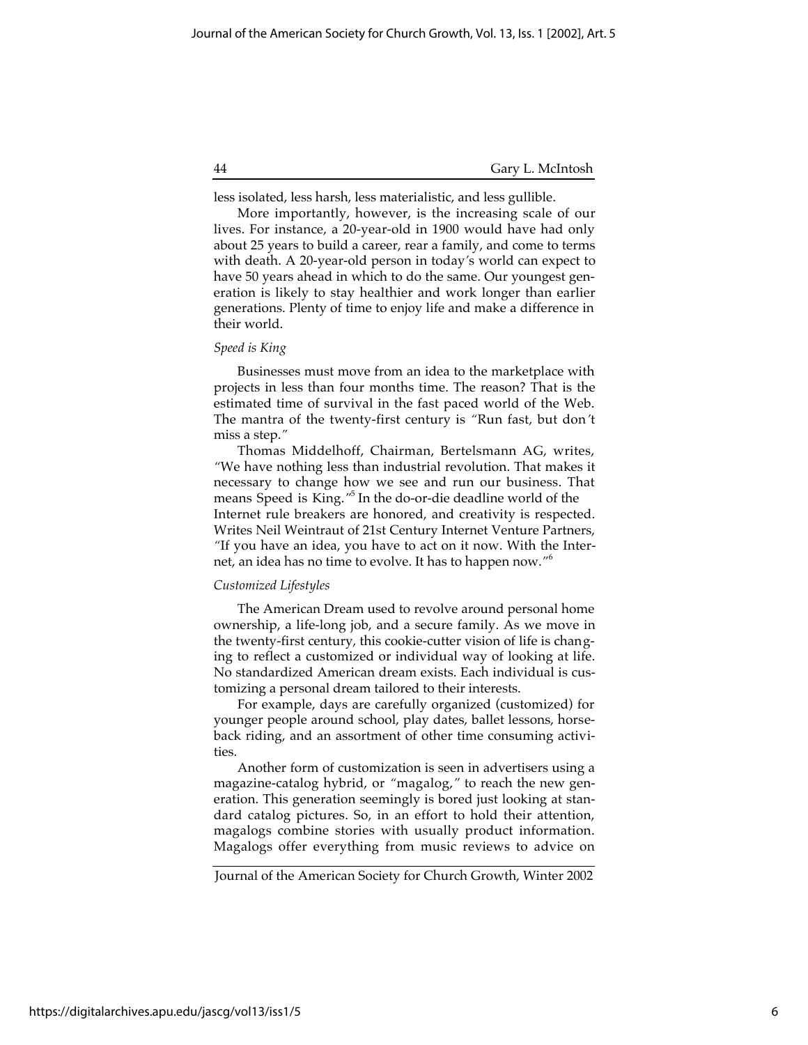less isolated, less harsh, less materialistic, and less gullible.

More importantly, however, is the increasing scale of our lives. For instance, a 20-year-old in 1900 would have had only about 25 years to build a career, rear a family, and come to terms with death. A 20-year-old person in today's world can expect to have 50 years ahead in which to do the same. Our youngest generation is likely to stay healthier and work longer than earlier generations. Plenty of time to enjoy life and make a difference in their world.

*Speed is King*

Businesses must move from an idea to the marketplace with projects in less than four months time. The reason? That is the estimated time of survival in the fast paced world of the Web. The mantra of the twenty-first century is "Run fast, but don't miss a step."

Thomas Middelhoff, Chairman, Bertelsmann AG, writes, "We have nothing less than industrial revolution. That makes it necessary to change how we see and run our business. That means Speed is King."[5] In the do-or-die deadline world of the Internet rule breakers are honored, and creativity is respected. Writes Neil Weintraut of 21st Century Internet Venture Partners, "If you have an idea, you have to act on it now. With the Internet, an idea has no time to evolve. It has to happen now."[6]

*Customized Lifestyles*

The American Dream used to revolve around personal home ownership, a life-long job, and a secure family. As we move in the twenty-first century, this cookie-cutter vision of life is changing to reflect a customized or individual way of looking at life. No standardized American dream exists. Each individual is customizing a personal dream tailored to their interests.

For example, days are carefully organized (customized) for younger people around school, play dates, ballet lessons, horseback riding, and an assortment of other time consuming activities.

Another form of customization is seen in advertisers using a magazine-catalog hybrid, or "magalog," to reach the new generation. This generation seemingly is bored just looking at standard catalog pictures. So, in an effort to hold their attention, magalogs combine stories with usually product information. Magalogs offer everything from music reviews to advice on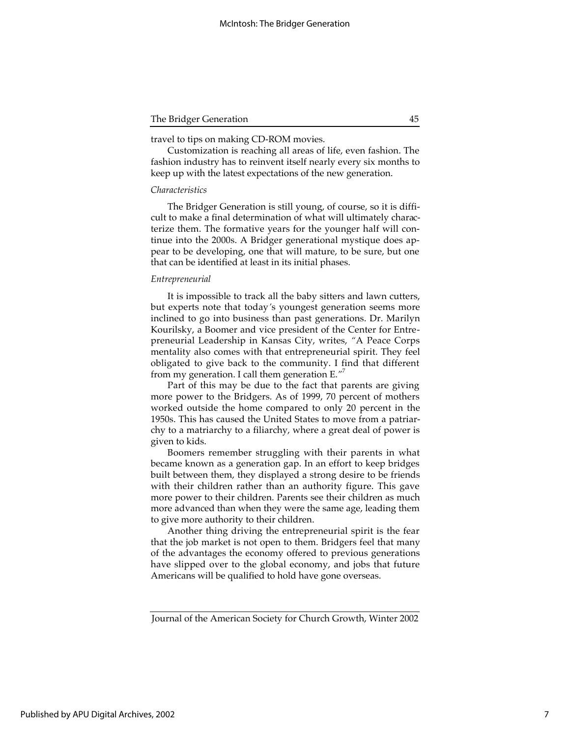travel to tips on making CD-ROM movies.

Customization is reaching all areas of life, even fashion. The fashion industry has to reinvent itself nearly every six months to keep up with the latest expectations of the new generation.

*Characteristics*

The Bridger Generation is still young, of course, so it is difficult to make a final determination of what will ultimately characterize them. The formative years for the younger half will continue into the 2000s. A Bridger generational mystique does appear to be developing, one that will mature, to be sure, but one that can be identified at least in its initial phases.

*Entrepreneurial*

It is impossible to track all the baby sitters and lawn cutters, but experts note that today's youngest generation seems more inclined to go into business than past generations. Dr. Marilyn Kourilsky, a Boomer and vice president of the Center for Entrepreneurial Leadership in Kansas City, writes, "A Peace Corps mentality also comes with that entrepreneurial spirit. They feel obligated to give back to the community. I find that different from my generation. I call them generation E."[7]

Part of this may be due to the fact that parents are giving more power to the Bridgers. As of 1999, 70 percent of mothers worked outside the home compared to only 20 percent in the 1950s. This has caused the United States to move from a patriarchy to a matriarchy to a filiarchy, where a great deal of power is given to kids.

Boomers remember struggling with their parents in what became known as a generation gap. In an effort to keep bridges built between them, they displayed a strong desire to be friends with their children rather than an authority figure. This gave more power to their children. Parents see their children as much more advanced than when they were the same age, leading them to give more authority to their children.

Another thing driving the entrepreneurial spirit is the fear that the job market is not open to them. Bridgers feel that many of the advantages the economy offered to previous generations have slipped over to the global economy, and jobs that future Americans will be qualified to hold have gone overseas.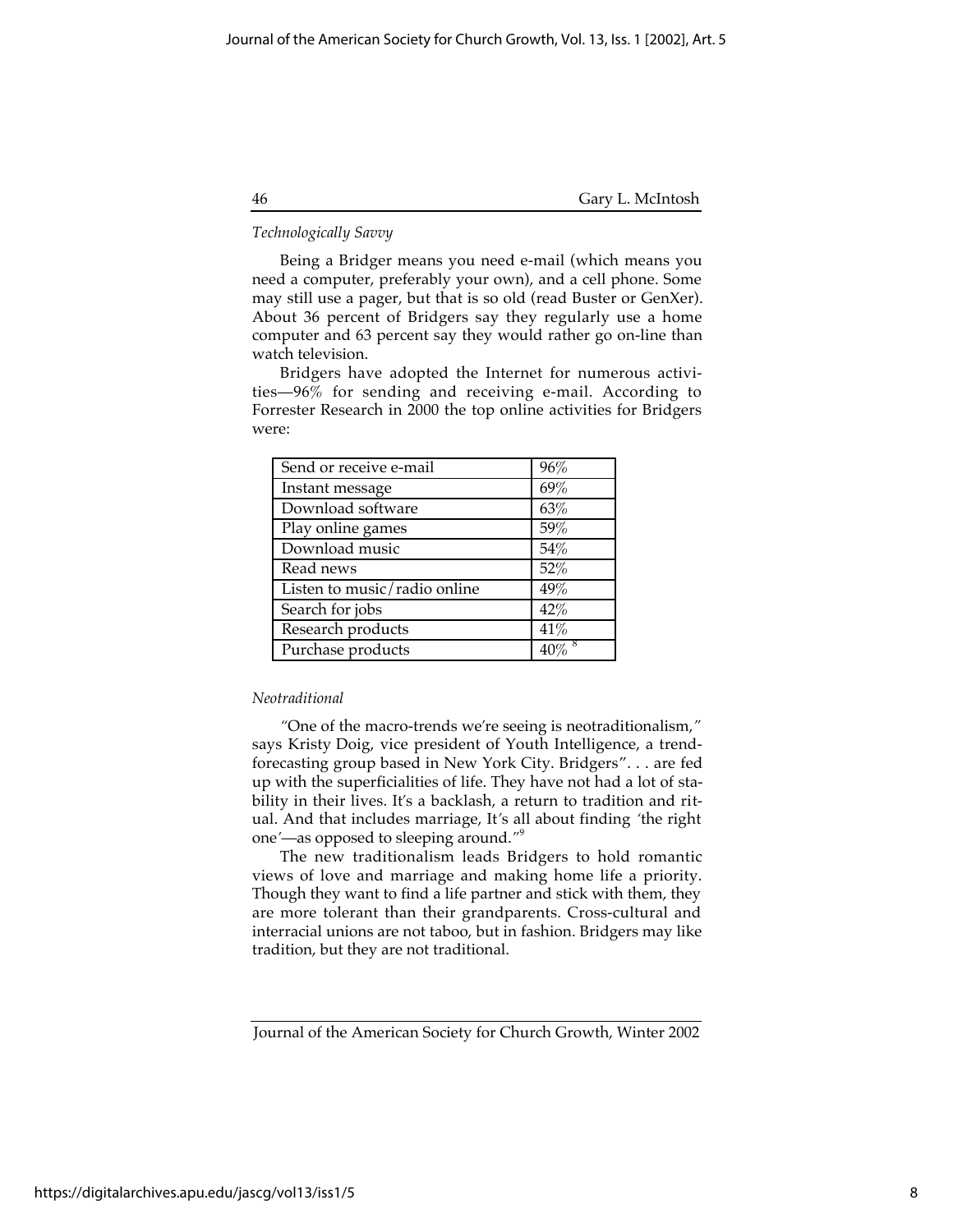*Technologically Savvy*

Being a Bridger means you need e-mail (which means you need a computer, preferably your own), and a cell phone. Some may still use a pager, but that is so old (read Buster or GenXer). About 36 percent of Bridgers say they regularly use a home computer and 63 percent say they would rather go on-line than watch television.

Bridgers have adopted the Internet for numerous activities—96% for sending and receiving e-mail. According to Forrester Research in 2000 the top online activities for Bridgers were:

| Activity | Percent |
|---|---|
| Send or receive e-mail | 96% |
| Instant message | 69% |
| Download software | 63% |
| Play online games | 59% |
| Download music | 54% |
| Read news | 52% |
| Listen to music/radio online | 49% |
| Search for jobs | 42% |
| Research products | 41% |
| Purchase products | 40% [8] |

*Neotraditional*

"One of the macro-trends we're seeing is neotraditionalism," says Kristy Doig, vice president of Youth Intelligence, a trend-forecasting group based in New York City. Bridgers". . . are fed up with the superficialities of life. They have not had a lot of stability in their lives. It's a backlash, a return to tradition and ritual. And that includes marriage, It's all about finding 'the right one'—as opposed to sleeping around."[9]

The new traditionalism leads Bridgers to hold romantic views of love and marriage and making home life a priority. Though they want to find a life partner and stick with them, they are more tolerant than their grandparents. Cross-cultural and interracial unions are not taboo, but in fashion. Bridgers may like tradition, but they are not traditional.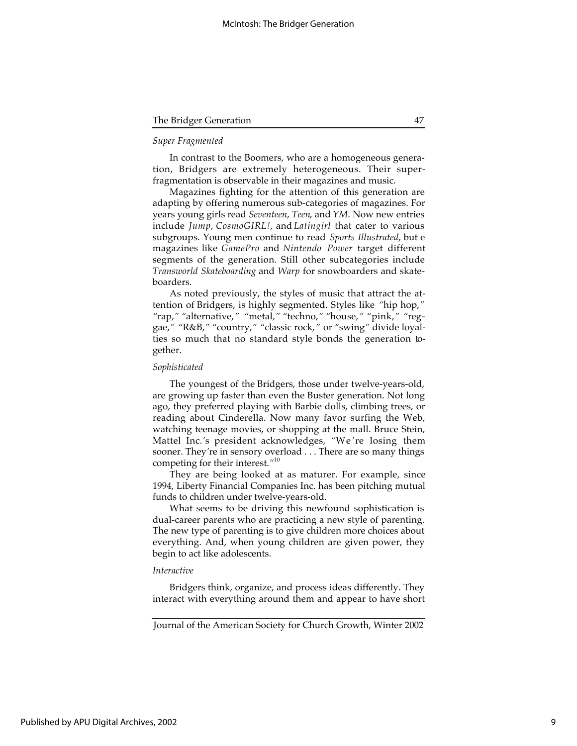### *Super Fragmented*

In contrast to the Boomers, who are a homogeneous generation, Bridgers are extremely heterogeneous. Their super-fragmentation is observable in their magazines and music.

Magazines fighting for the attention of this generation are adapting by offering numerous sub-categories of magazines. For years young girls read *Seventeen*, *Teen*, and *YM*. Now new entries include *Jump*, *CosmoGIRL!*, and *Latingirl* that cater to various subgroups. Young men continue to read *Sports Illustrated*, but e magazines like *GamePro* and *Nintendo Power* target different segments of the generation. Still other subcategories include *Transworld Skateboarding* and *Warp* for snowboarders and skateboarders.

As noted previously, the styles of music that attract the attention of Bridgers, is highly segmented. Styles like "hip hop," "rap," "alternative," "metal," "techno," "house," "pink," "reggae," "R&B," "country," "classic rock," or "swing" divide loyalties so much that no standard style bonds the generation together.

### *Sophisticated*

The youngest of the Bridgers, those under twelve-years-old, are growing up faster than even the Buster generation. Not long ago, they preferred playing with Barbie dolls, climbing trees, or reading about Cinderella. Now many favor surfing the Web, watching teenage movies, or shopping at the mall. Bruce Stein, Mattel Inc.'s president acknowledges, "We're losing them sooner. They're in sensory overload . . . There are so many things competing for their interest."[10]

They are being looked at as maturer. For example, since 1994, Liberty Financial Companies Inc. has been pitching mutual funds to children under twelve-years-old.

What seems to be driving this newfound sophistication is dual-career parents who are practicing a new style of parenting. The new type of parenting is to give children more choices about everything. And, when young children are given power, they begin to act like adolescents.

### *Interactive*

Bridgers think, organize, and process ideas differently. They interact with everything around them and appear to have short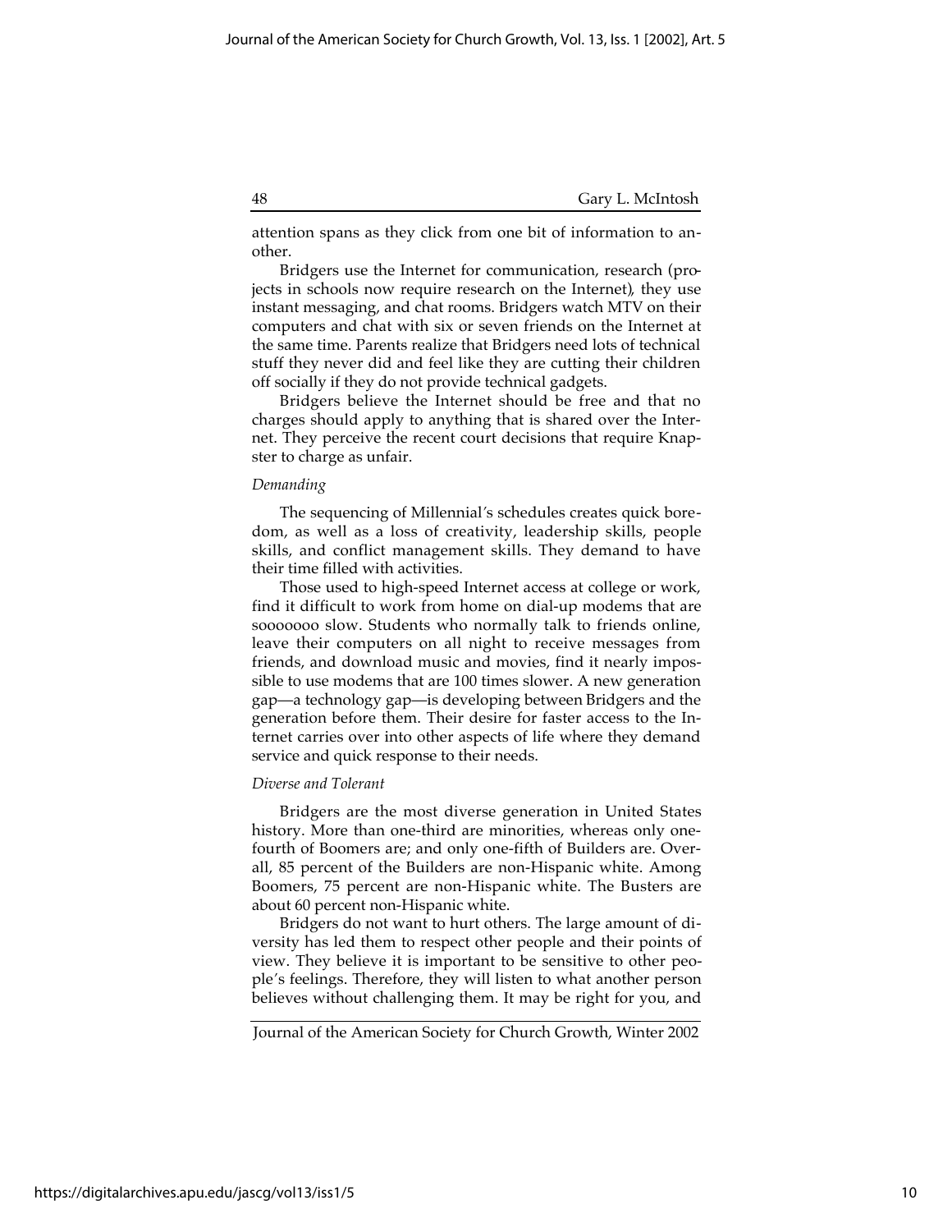attention spans as they click from one bit of information to another.

Bridgers use the Internet for communication, research (projects in schools now require research on the Internet), they use instant messaging, and chat rooms. Bridgers watch MTV on their computers and chat with six or seven friends on the Internet at the same time. Parents realize that Bridgers need lots of technical stuff they never did and feel like they are cutting their children off socially if they do not provide technical gadgets.

Bridgers believe the Internet should be free and that no charges should apply to anything that is shared over the Internet. They perceive the recent court decisions that require Knapster to charge as unfair.

*Demanding*

The sequencing of Millennial's schedules creates quick boredom, as well as a loss of creativity, leadership skills, people skills, and conflict management skills. They demand to have their time filled with activities.

Those used to high-speed Internet access at college or work, find it difficult to work from home on dial-up modems that are sooooooo slow. Students who normally talk to friends online, leave their computers on all night to receive messages from friends, and download music and movies, find it nearly impossible to use modems that are 100 times slower. A new generation gap—a technology gap—is developing between Bridgers and the generation before them. Their desire for faster access to the Internet carries over into other aspects of life where they demand service and quick response to their needs.

*Diverse and Tolerant*

Bridgers are the most diverse generation in United States history. More than one-third are minorities, whereas only one-fourth of Boomers are; and only one-fifth of Builders are. Overall, 85 percent of the Builders are non-Hispanic white. Among Boomers, 75 percent are non-Hispanic white. The Busters are about 60 percent non-Hispanic white.

Bridgers do not want to hurt others. The large amount of diversity has led them to respect other people and their points of view. They believe it is important to be sensitive to other people's feelings. Therefore, they will listen to what another person believes without challenging them. It may be right for you, and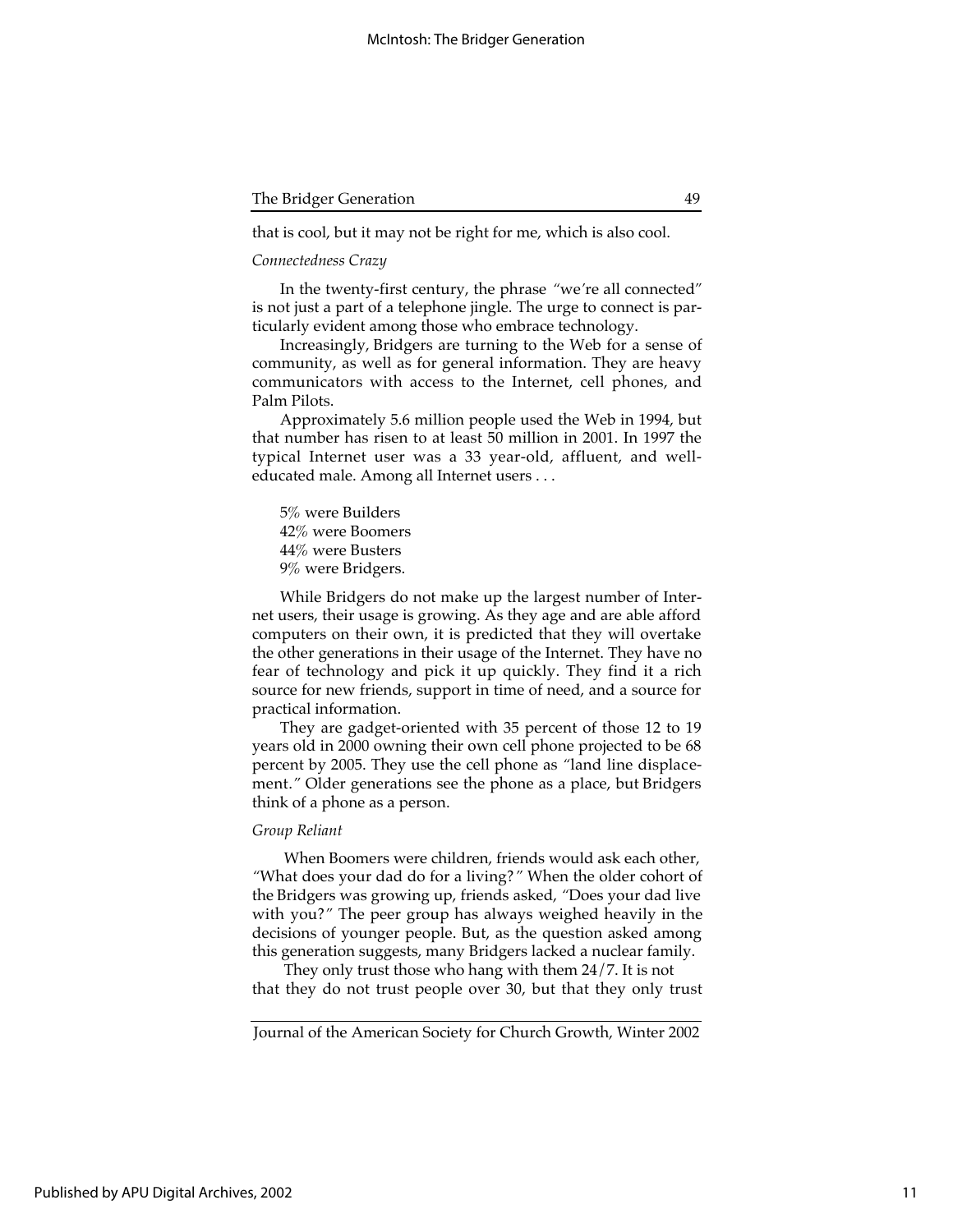that is cool, but it may not be right for me, which is also cool.

*Connectedness Crazy*

In the twenty-first century, the phrase "we're all connected" is not just a part of a telephone jingle. The urge to connect is particularly evident among those who embrace technology.

Increasingly, Bridgers are turning to the Web for a sense of community, as well as for general information. They are heavy communicators with access to the Internet, cell phones, and Palm Pilots.

Approximately 5.6 million people used the Web in 1994, but that number has risen to at least 50 million in 2001. In 1997 the typical Internet user was a 33 year-old, affluent, and well-educated male. Among all Internet users . . .

5% were Builders
42% were Boomers
44% were Busters
9% were Bridgers.

While Bridgers do not make up the largest number of Internet users, their usage is growing. As they age and are able afford computers on their own, it is predicted that they will overtake the other generations in their usage of the Internet. They have no fear of technology and pick it up quickly. They find it a rich source for new friends, support in time of need, and a source for practical information.

They are gadget-oriented with 35 percent of those 12 to 19 years old in 2000 owning their own cell phone projected to be 68 percent by 2005. They use the cell phone as "land line displacement." Older generations see the phone as a place, but Bridgers think of a phone as a person.

*Group Reliant*

When Boomers were children, friends would ask each other, "What does your dad do for a living?" When the older cohort of the Bridgers was growing up, friends asked, "Does your dad live with you?" The peer group has always weighed heavily in the decisions of younger people. But, as the question asked among this generation suggests, many Bridgers lacked a nuclear family.

They only trust those who hang with them 24/7. It is not that they do not trust people over 30, but that they only trust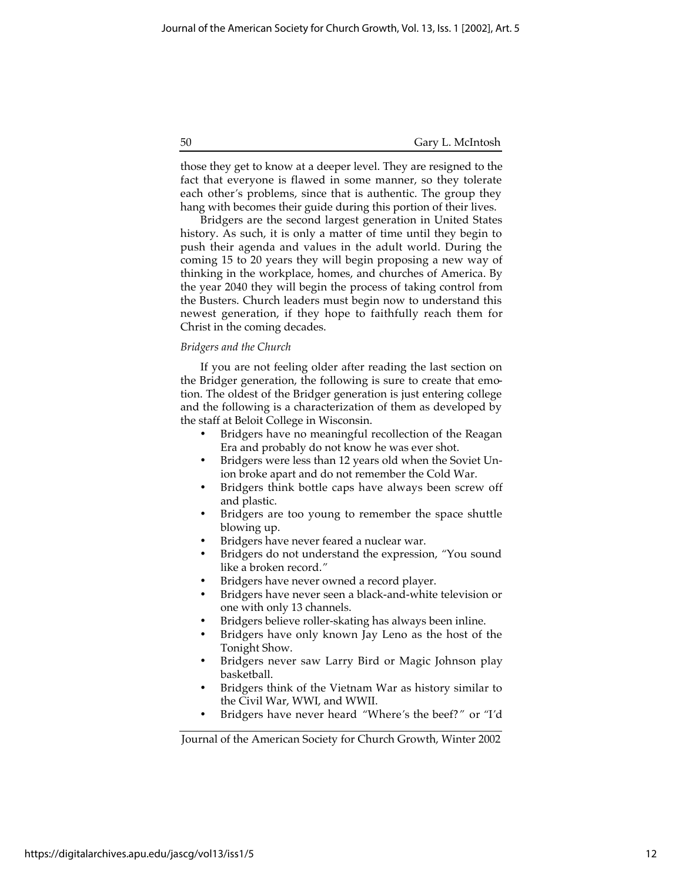those they get to know at a deeper level. They are resigned to the fact that everyone is flawed in some manner, so they tolerate each other's problems, since that is authentic. The group they hang with becomes their guide during this portion of their lives.

Bridgers are the second largest generation in United States history. As such, it is only a matter of time until they begin to push their agenda and values in the adult world. During the coming 15 to 20 years they will begin proposing a new way of thinking in the workplace, homes, and churches of America. By the year 2040 they will begin the process of taking control from the Busters. Church leaders must begin now to understand this newest generation, if they hope to faithfully reach them for Christ in the coming decades.

*Bridgers and the Church*

If you are not feeling older after reading the last section on the Bridger generation, the following is sure to create that emotion. The oldest of the Bridger generation is just entering college and the following is a characterization of them as developed by the staff at Beloit College in Wisconsin.

- Bridgers have no meaningful recollection of the Reagan Era and probably do not know he was ever shot.
- Bridgers were less than 12 years old when the Soviet Union broke apart and do not remember the Cold War.
- Bridgers think bottle caps have always been screw off and plastic.
- Bridgers are too young to remember the space shuttle blowing up.
- Bridgers have never feared a nuclear war.
- Bridgers do not understand the expression, "You sound like a broken record."
- Bridgers have never owned a record player.
- Bridgers have never seen a black-and-white television or one with only 13 channels.
- Bridgers believe roller-skating has always been inline.
- Bridgers have only known Jay Leno as the host of the Tonight Show.
- Bridgers never saw Larry Bird or Magic Johnson play basketball.
- Bridgers think of the Vietnam War as history similar to the Civil War, WWI, and WWII.
- Bridgers have never heard "Where's the beef?" or "I'd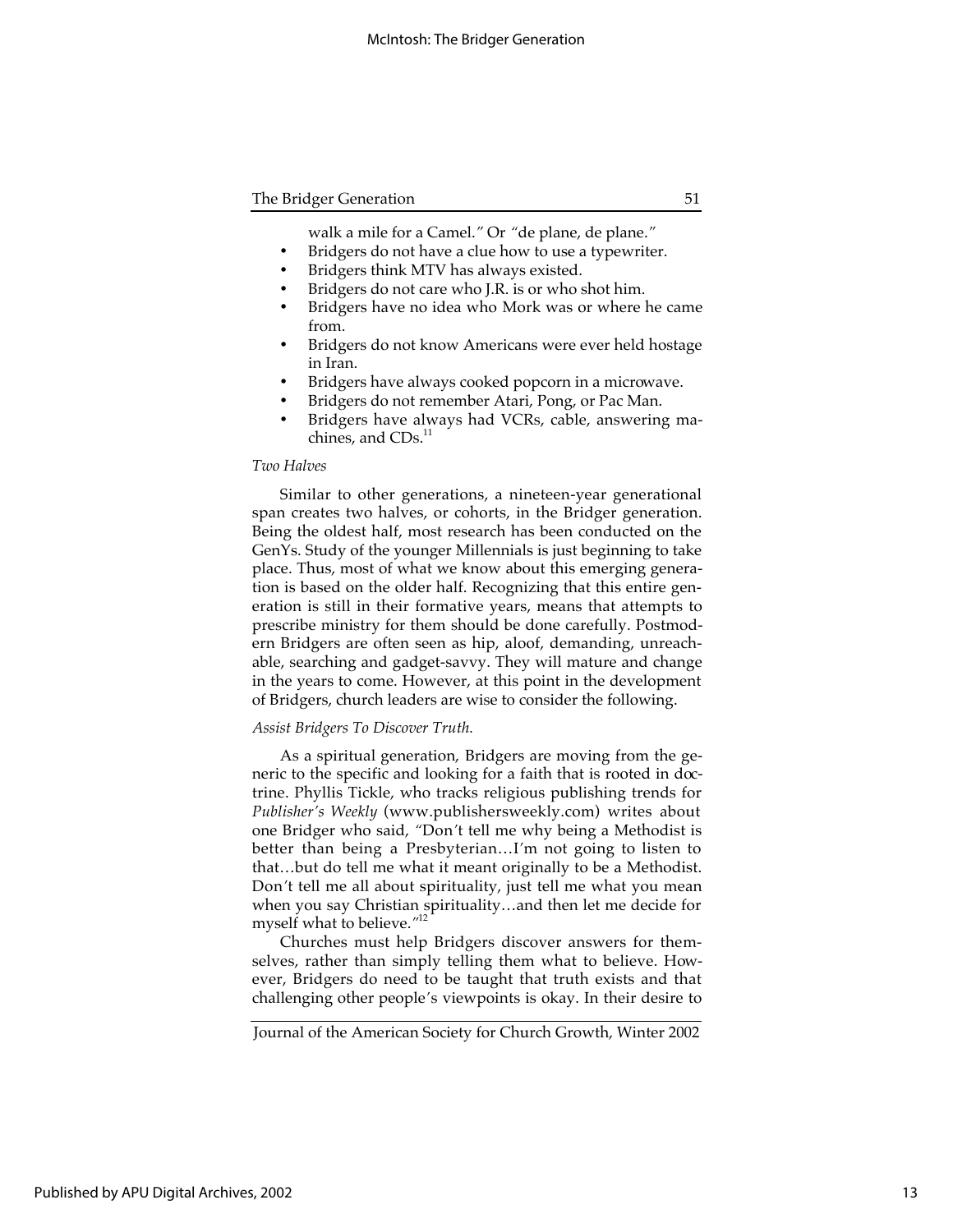walk a mile for a Camel." Or "de plane, de plane."

- Bridgers do not have a clue how to use a typewriter.
- Bridgers think MTV has always existed.
- Bridgers do not care who J.R. is or who shot him.
- Bridgers have no idea who Mork was or where he came from.
- Bridgers do not know Americans were ever held hostage in Iran.
- Bridgers have always cooked popcorn in a microwave.
- Bridgers do not remember Atari, Pong, or Pac Man.
- Bridgers have always had VCRs, cable, answering machines, and CDs.[11]

*Two Halves*

Similar to other generations, a nineteen-year generational span creates two halves, or cohorts, in the Bridger generation. Being the oldest half, most research has been conducted on the GenYs. Study of the younger Millennials is just beginning to take place. Thus, most of what we know about this emerging generation is based on the older half. Recognizing that this entire generation is still in their formative years, means that attempts to prescribe ministry for them should be done carefully. Postmodern Bridgers are often seen as hip, aloof, demanding, unreachable, searching and gadget-savvy. They will mature and change in the years to come. However, at this point in the development of Bridgers, church leaders are wise to consider the following.

*Assist Bridgers To Discover Truth.*

As a spiritual generation, Bridgers are moving from the generic to the specific and looking for a faith that is rooted in doctrine. Phyllis Tickle, who tracks religious publishing trends for *Publisher's Weekly* (www.publishersweekly.com) writes about one Bridger who said, "Don't tell me why being a Methodist is better than being a Presbyterian…I'm not going to listen to that…but do tell me what it meant originally to be a Methodist. Don't tell me all about spirituality, just tell me what you mean when you say Christian spirituality…and then let me decide for myself what to believe."[12]

Churches must help Bridgers discover answers for themselves, rather than simply telling them what to believe. However, Bridgers do need to be taught that truth exists and that challenging other people's viewpoints is okay. In their desire to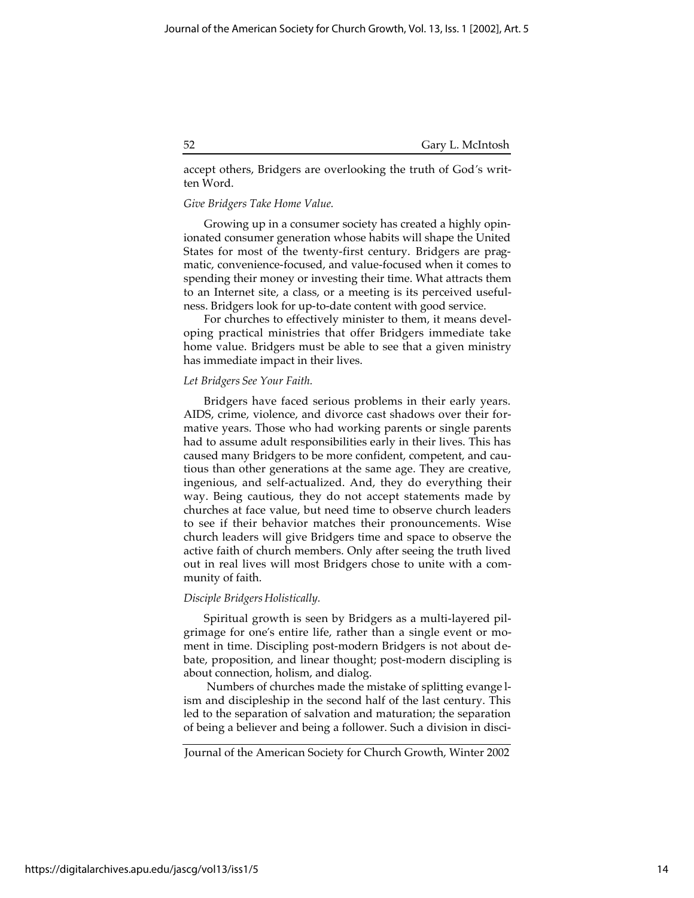accept others, Bridgers are overlooking the truth of God's written Word.

*Give Bridgers Take Home Value.*

Growing up in a consumer society has created a highly opinionated consumer generation whose habits will shape the United States for most of the twenty-first century. Bridgers are pragmatic, convenience-focused, and value-focused when it comes to spending their money or investing their time. What attracts them to an Internet site, a class, or a meeting is its perceived usefulness. Bridgers look for up-to-date content with good service.

For churches to effectively minister to them, it means developing practical ministries that offer Bridgers immediate take home value. Bridgers must be able to see that a given ministry has immediate impact in their lives.

*Let Bridgers See Your Faith.*

Bridgers have faced serious problems in their early years. AIDS, crime, violence, and divorce cast shadows over their formative years. Those who had working parents or single parents had to assume adult responsibilities early in their lives. This has caused many Bridgers to be more confident, competent, and cautious than other generations at the same age. They are creative, ingenious, and self-actualized. And, they do everything their way. Being cautious, they do not accept statements made by churches at face value, but need time to observe church leaders to see if their behavior matches their pronouncements. Wise church leaders will give Bridgers time and space to observe the active faith of church members. Only after seeing the truth lived out in real lives will most Bridgers chose to unite with a community of faith.

*Disciple Bridgers Holistically.*

Spiritual growth is seen by Bridgers as a multi-layered pilgrimage for one's entire life, rather than a single event or moment in time. Discipling post-modern Bridgers is not about debate, proposition, and linear thought; post-modern discipling is about connection, holism, and dialog.

Numbers of churches made the mistake of splitting evangelism and discipleship in the second half of the last century. This led to the separation of salvation and maturation; the separation of being a believer and being a follower. Such a division in disci-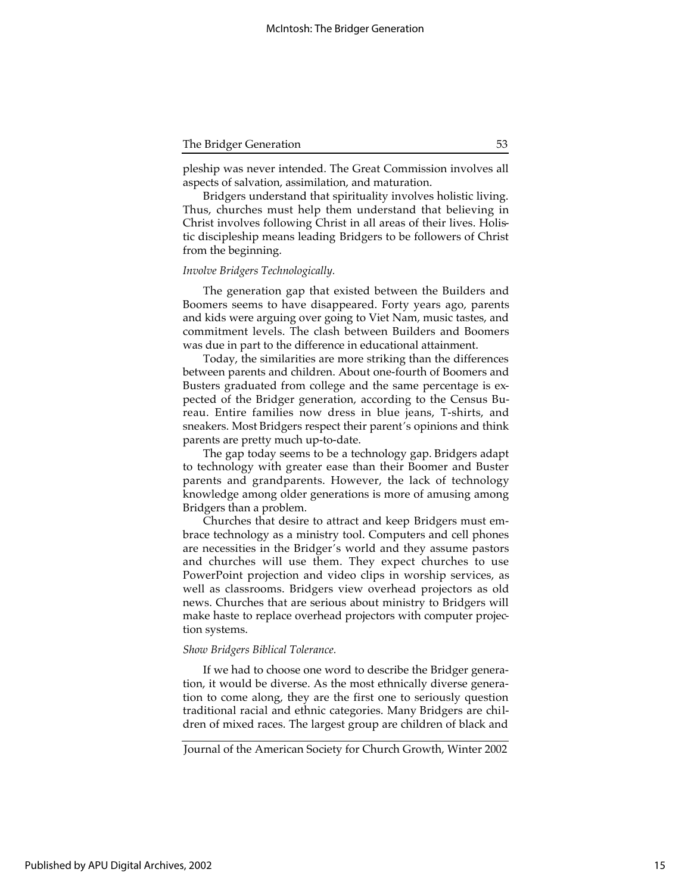pleship was never intended. The Great Commission involves all aspects of salvation, assimilation, and maturation.

Bridgers understand that spirituality involves holistic living. Thus, churches must help them understand that believing in Christ involves following Christ in all areas of their lives. Holistic discipleship means leading Bridgers to be followers of Christ from the beginning.

*Involve Bridgers Technologically.*

The generation gap that existed between the Builders and Boomers seems to have disappeared. Forty years ago, parents and kids were arguing over going to Viet Nam, music tastes, and commitment levels. The clash between Builders and Boomers was due in part to the difference in educational attainment.

Today, the similarities are more striking than the differences between parents and children. About one-fourth of Boomers and Busters graduated from college and the same percentage is expected of the Bridger generation, according to the Census Bureau. Entire families now dress in blue jeans, T-shirts, and sneakers. Most Bridgers respect their parent's opinions and think parents are pretty much up-to-date.

The gap today seems to be a technology gap. Bridgers adapt to technology with greater ease than their Boomer and Buster parents and grandparents. However, the lack of technology knowledge among older generations is more of amusing among Bridgers than a problem.

Churches that desire to attract and keep Bridgers must embrace technology as a ministry tool. Computers and cell phones are necessities in the Bridger's world and they assume pastors and churches will use them. They expect churches to use PowerPoint projection and video clips in worship services, as well as classrooms. Bridgers view overhead projectors as old news. Churches that are serious about ministry to Bridgers will make haste to replace overhead projectors with computer projection systems.

*Show Bridgers Biblical Tolerance.*

If we had to choose one word to describe the Bridger generation, it would be diverse. As the most ethnically diverse generation to come along, they are the first one to seriously question traditional racial and ethnic categories. Many Bridgers are children of mixed races. The largest group are children of black and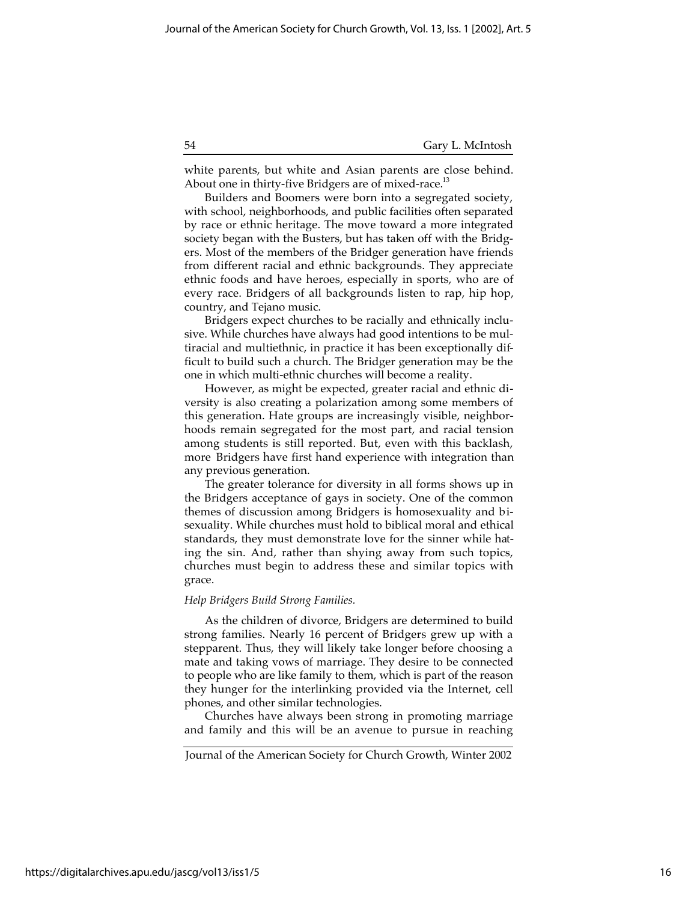white parents, but white and Asian parents are close behind. About one in thirty-five Bridgers are of mixed-race.[13]

Builders and Boomers were born into a segregated society, with school, neighborhoods, and public facilities often separated by race or ethnic heritage. The move toward a more integrated society began with the Busters, but has taken off with the Bridgers. Most of the members of the Bridger generation have friends from different racial and ethnic backgrounds. They appreciate ethnic foods and have heroes, especially in sports, who are of every race. Bridgers of all backgrounds listen to rap, hip hop, country, and Tejano music.

Bridgers expect churches to be racially and ethnically inclusive. While churches have always had good intentions to be multiracial and multiethnic, in practice it has been exceptionally difficult to build such a church. The Bridger generation may be the one in which multi-ethnic churches will become a reality.

However, as might be expected, greater racial and ethnic diversity is also creating a polarization among some members of this generation. Hate groups are increasingly visible, neighborhoods remain segregated for the most part, and racial tension among students is still reported. But, even with this backlash, more Bridgers have first hand experience with integration than any previous generation.

The greater tolerance for diversity in all forms shows up in the Bridgers acceptance of gays in society. One of the common themes of discussion among Bridgers is homosexuality and bisexuality. While churches must hold to biblical moral and ethical standards, they must demonstrate love for the sinner while hating the sin. And, rather than shying away from such topics, churches must begin to address these and similar topics with grace.

*Help Bridgers Build Strong Families.*

As the children of divorce, Bridgers are determined to build strong families. Nearly 16 percent of Bridgers grew up with a stepparent. Thus, they will likely take longer before choosing a mate and taking vows of marriage. They desire to be connected to people who are like family to them, which is part of the reason they hunger for the interlinking provided via the Internet, cell phones, and other similar technologies.

Churches have always been strong in promoting marriage and family and this will be an avenue to pursue in reaching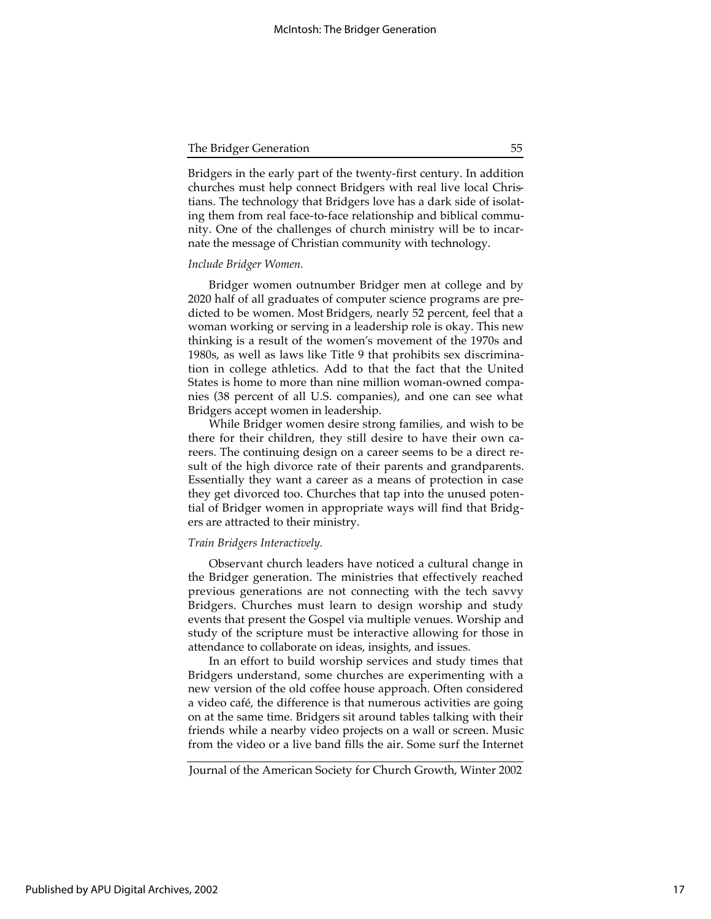Bridgers in the early part of the twenty-first century. In addition churches must help connect Bridgers with real live local Christians. The technology that Bridgers love has a dark side of isolating them from real face-to-face relationship and biblical community. One of the challenges of church ministry will be to incarnate the message of Christian community with technology.

*Include Bridger Women.*

Bridger women outnumber Bridger men at college and by 2020 half of all graduates of computer science programs are predicted to be women. Most Bridgers, nearly 52 percent, feel that a woman working or serving in a leadership role is okay. This new thinking is a result of the women's movement of the 1970s and 1980s, as well as laws like Title 9 that prohibits sex discrimination in college athletics. Add to that the fact that the United States is home to more than nine million woman-owned companies (38 percent of all U.S. companies), and one can see what Bridgers accept women in leadership.

While Bridger women desire strong families, and wish to be there for their children, they still desire to have their own careers. The continuing design on a career seems to be a direct result of the high divorce rate of their parents and grandparents. Essentially they want a career as a means of protection in case they get divorced too. Churches that tap into the unused potential of Bridger women in appropriate ways will find that Bridgers are attracted to their ministry.

*Train Bridgers Interactively.*

Observant church leaders have noticed a cultural change in the Bridger generation. The ministries that effectively reached previous generations are not connecting with the tech savvy Bridgers. Churches must learn to design worship and study events that present the Gospel via multiple venues. Worship and study of the scripture must be interactive allowing for those in attendance to collaborate on ideas, insights, and issues.

In an effort to build worship services and study times that Bridgers understand, some churches are experimenting with a new version of the old coffee house approach. Often considered a video café, the difference is that numerous activities are going on at the same time. Bridgers sit around tables talking with their friends while a nearby video projects on a wall or screen. Music from the video or a live band fills the air. Some surf the Internet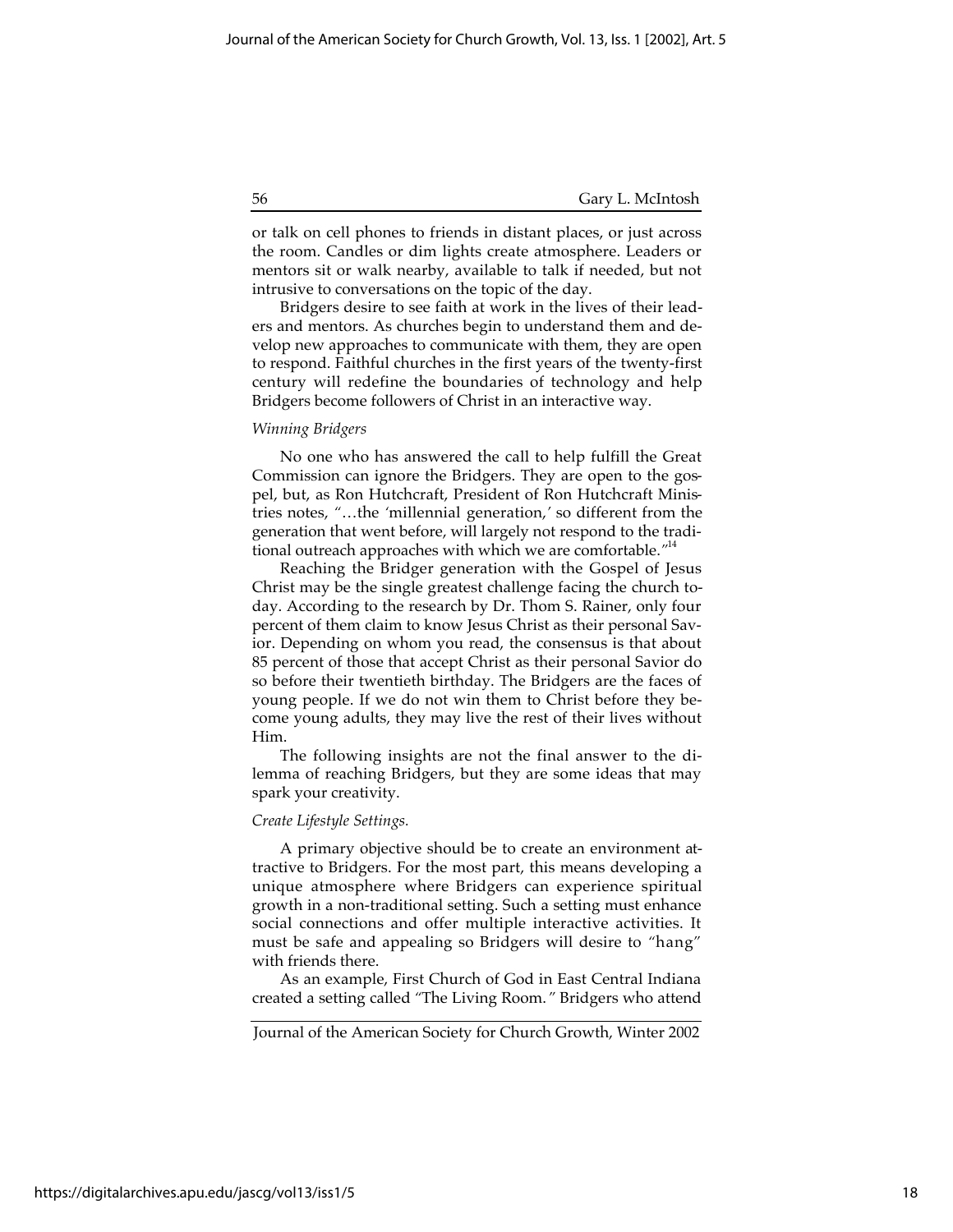or talk on cell phones to friends in distant places, or just across the room. Candles or dim lights create atmosphere. Leaders or mentors sit or walk nearby, available to talk if needed, but not intrusive to conversations on the topic of the day.

Bridgers desire to see faith at work in the lives of their leaders and mentors. As churches begin to understand them and develop new approaches to communicate with them, they are open to respond. Faithful churches in the first years of the twenty-first century will redefine the boundaries of technology and help Bridgers become followers of Christ in an interactive way.

*Winning Bridgers*

No one who has answered the call to help fulfill the Great Commission can ignore the Bridgers. They are open to the gospel, but, as Ron Hutchcraft, President of Ron Hutchcraft Ministries notes, "…the 'millennial generation,' so different from the generation that went before, will largely not respond to the traditional outreach approaches with which we are comfortable."[14]

Reaching the Bridger generation with the Gospel of Jesus Christ may be the single greatest challenge facing the church today. According to the research by Dr. Thom S. Rainer, only four percent of them claim to know Jesus Christ as their personal Savior. Depending on whom you read, the consensus is that about 85 percent of those that accept Christ as their personal Savior do so before their twentieth birthday. The Bridgers are the faces of young people. If we do not win them to Christ before they become young adults, they may live the rest of their lives without Him.

The following insights are not the final answer to the dilemma of reaching Bridgers, but they are some ideas that may spark your creativity.

*Create Lifestyle Settings.*

A primary objective should be to create an environment attractive to Bridgers. For the most part, this means developing a unique atmosphere where Bridgers can experience spiritual growth in a non-traditional setting. Such a setting must enhance social connections and offer multiple interactive activities. It must be safe and appealing so Bridgers will desire to "hang" with friends there.

As an example, First Church of God in East Central Indiana created a setting called "The Living Room." Bridgers who attend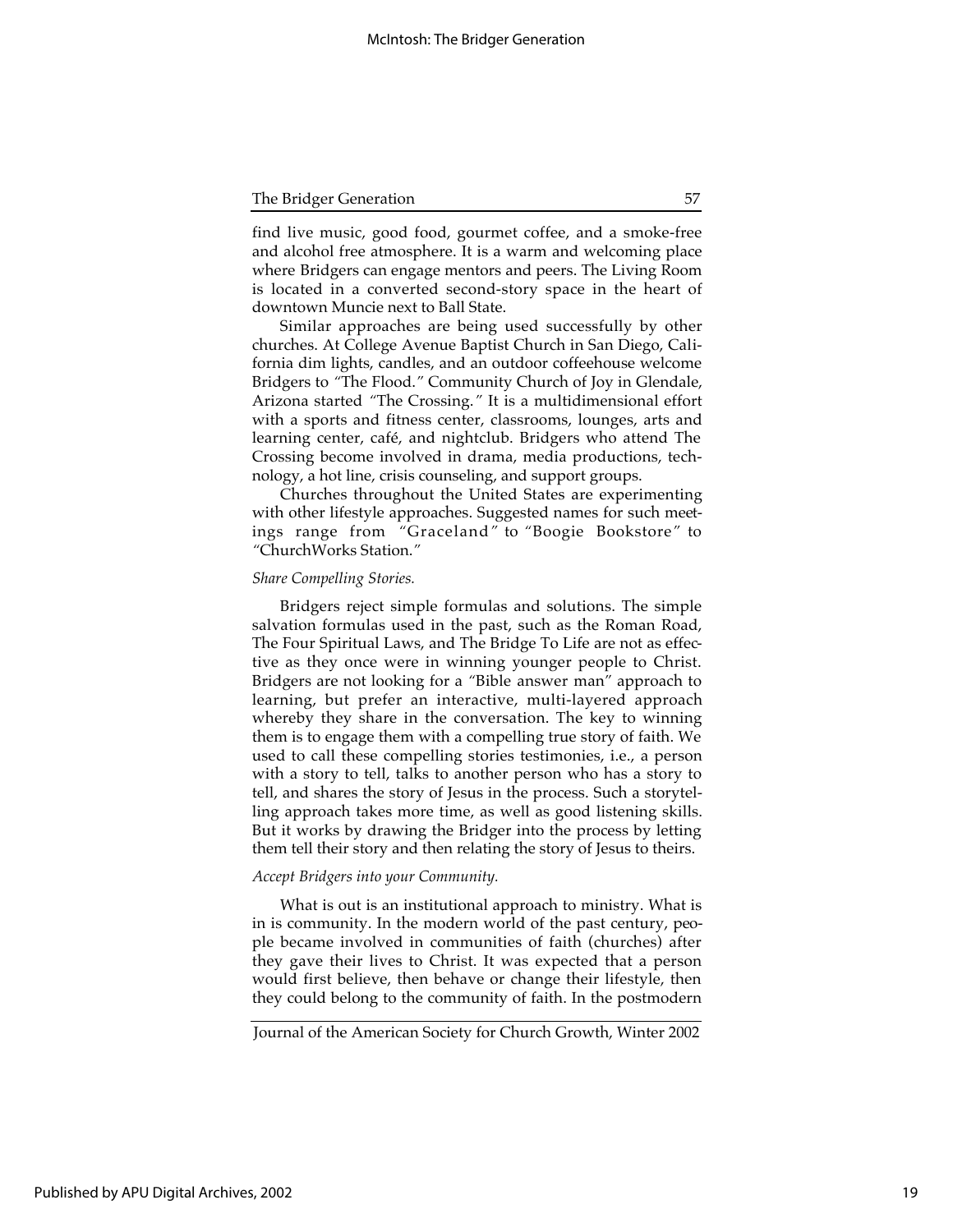find live music, good food, gourmet coffee, and a smoke-free and alcohol free atmosphere. It is a warm and welcoming place where Bridgers can engage mentors and peers. The Living Room is located in a converted second-story space in the heart of downtown Muncie next to Ball State.

Similar approaches are being used successfully by other churches. At College Avenue Baptist Church in San Diego, California dim lights, candles, and an outdoor coffeehouse welcome Bridgers to "The Flood." Community Church of Joy in Glendale, Arizona started "The Crossing." It is a multidimensional effort with a sports and fitness center, classrooms, lounges, arts and learning center, café, and nightclub. Bridgers who attend The Crossing become involved in drama, media productions, technology, a hot line, crisis counseling, and support groups.

Churches throughout the United States are experimenting with other lifestyle approaches. Suggested names for such meetings range from "Graceland" to "Boogie Bookstore" to "ChurchWorks Station."

*Share Compelling Stories.*

Bridgers reject simple formulas and solutions. The simple salvation formulas used in the past, such as the Roman Road, The Four Spiritual Laws, and The Bridge To Life are not as effective as they once were in winning younger people to Christ. Bridgers are not looking for a "Bible answer man" approach to learning, but prefer an interactive, multi-layered approach whereby they share in the conversation. The key to winning them is to engage them with a compelling true story of faith. We used to call these compelling stories testimonies, i.e., a person with a story to tell, talks to another person who has a story to tell, and shares the story of Jesus in the process. Such a storytelling approach takes more time, as well as good listening skills. But it works by drawing the Bridger into the process by letting them tell their story and then relating the story of Jesus to theirs.

*Accept Bridgers into your Community.*

What is out is an institutional approach to ministry. What is in is community. In the modern world of the past century, people became involved in communities of faith (churches) after they gave their lives to Christ. It was expected that a person would first believe, then behave or change their lifestyle, then they could belong to the community of faith. In the postmodern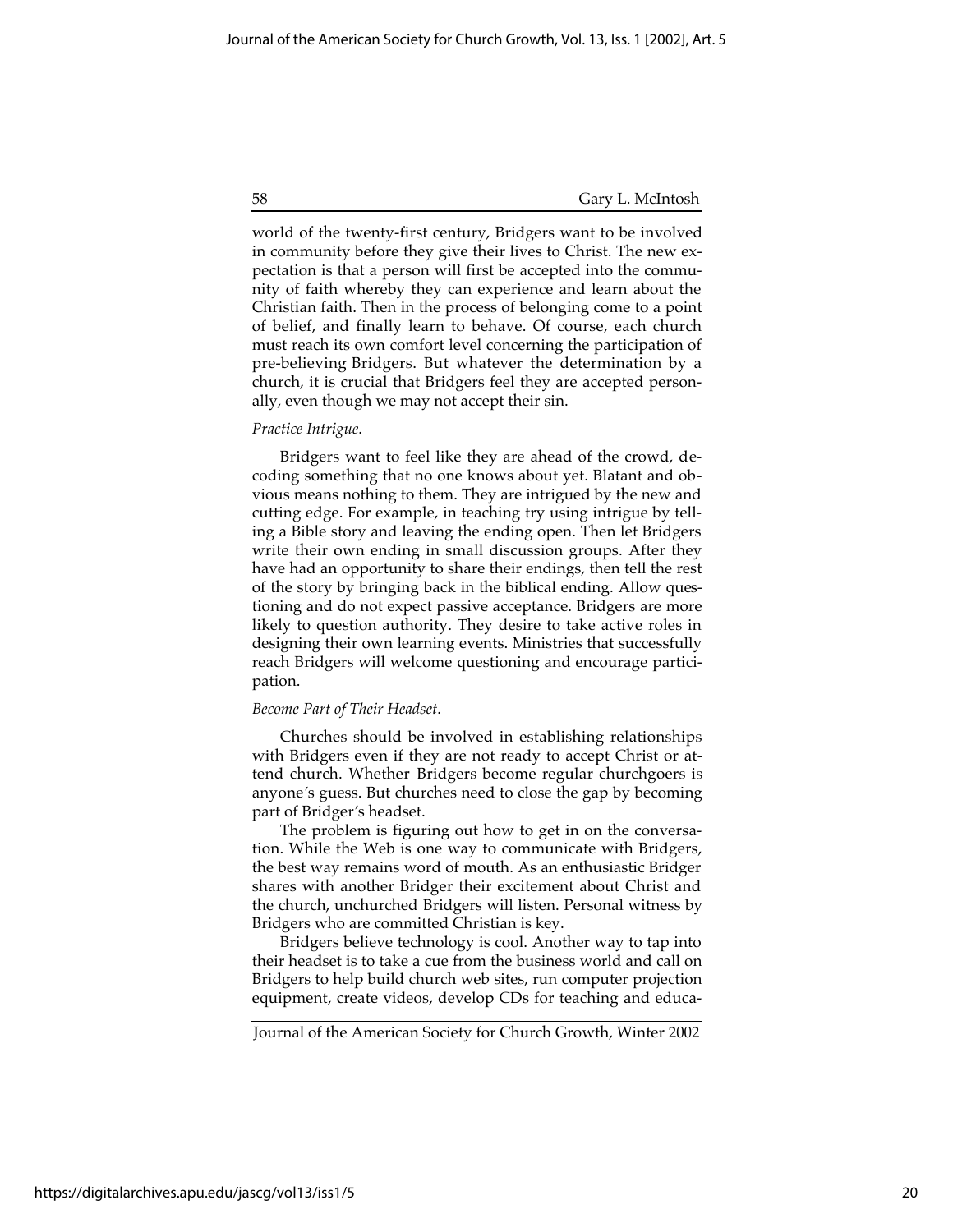world of the twenty-first century, Bridgers want to be involved in community before they give their lives to Christ. The new expectation is that a person will first be accepted into the community of faith whereby they can experience and learn about the Christian faith. Then in the process of belonging come to a point of belief, and finally learn to behave. Of course, each church must reach its own comfort level concerning the participation of pre-believing Bridgers. But whatever the determination by a church, it is crucial that Bridgers feel they are accepted personally, even though we may not accept their sin.

*Practice Intrigue.*

Bridgers want to feel like they are ahead of the crowd, decoding something that no one knows about yet. Blatant and obvious means nothing to them. They are intrigued by the new and cutting edge. For example, in teaching try using intrigue by telling a Bible story and leaving the ending open. Then let Bridgers write their own ending in small discussion groups. After they have had an opportunity to share their endings, then tell the rest of the story by bringing back in the biblical ending. Allow questioning and do not expect passive acceptance. Bridgers are more likely to question authority. They desire to take active roles in designing their own learning events. Ministries that successfully reach Bridgers will welcome questioning and encourage participation.

*Become Part of Their Headset.*

Churches should be involved in establishing relationships with Bridgers even if they are not ready to accept Christ or attend church. Whether Bridgers become regular churchgoers is anyone's guess. But churches need to close the gap by becoming part of Bridger's headset.

The problem is figuring out how to get in on the conversation. While the Web is one way to communicate with Bridgers, the best way remains word of mouth. As an enthusiastic Bridger shares with another Bridger their excitement about Christ and the church, unchurched Bridgers will listen. Personal witness by Bridgers who are committed Christian is key.

Bridgers believe technology is cool. Another way to tap into their headset is to take a cue from the business world and call on Bridgers to help build church web sites, run computer projection equipment, create videos, develop CDs for teaching and educa-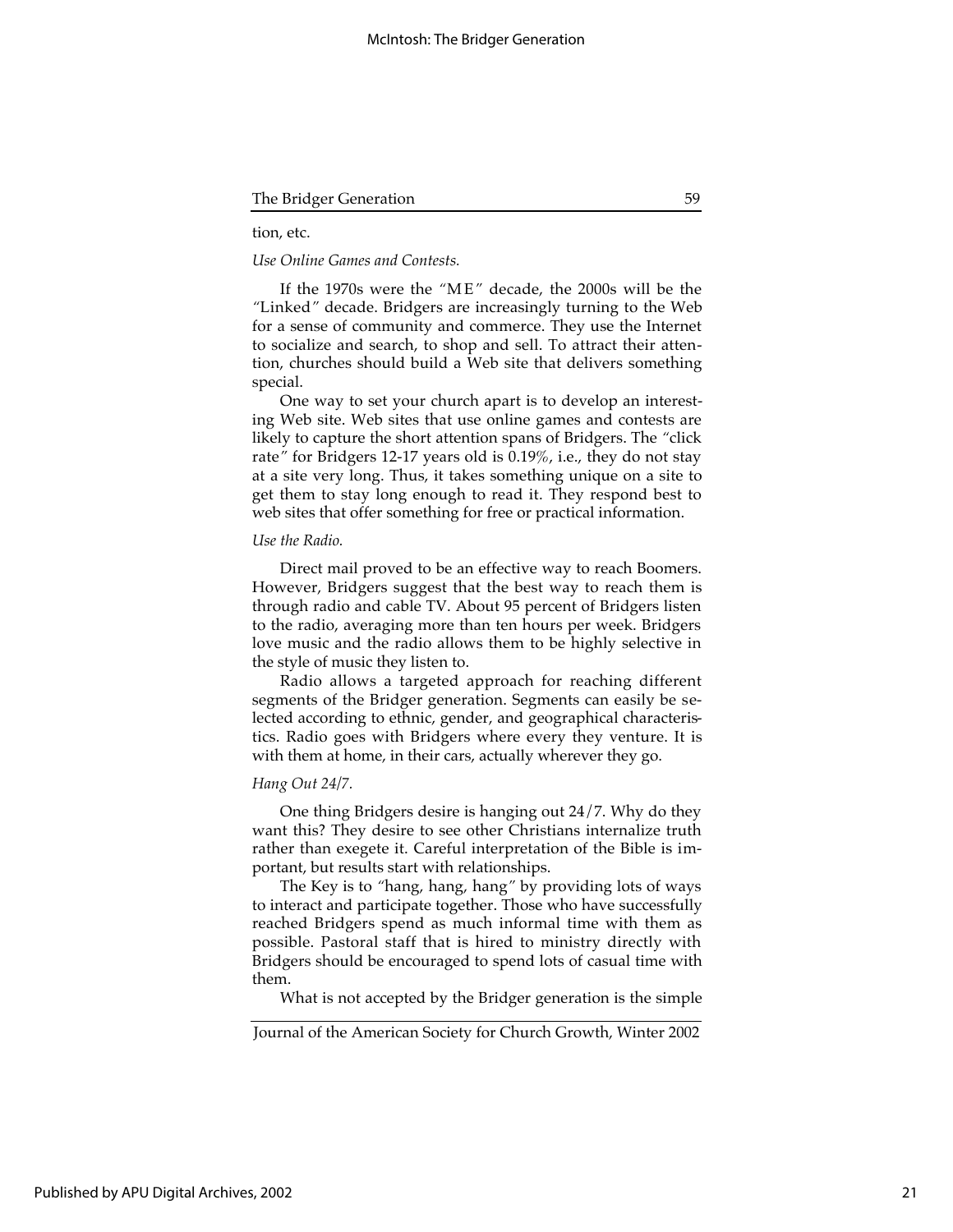tion, etc.

*Use Online Games and Contests.*

If the 1970s were the "ME" decade, the 2000s will be the "Linked" decade. Bridgers are increasingly turning to the Web for a sense of community and commerce. They use the Internet to socialize and search, to shop and sell. To attract their attention, churches should build a Web site that delivers something special.

One way to set your church apart is to develop an interesting Web site. Web sites that use online games and contests are likely to capture the short attention spans of Bridgers. The "click rate" for Bridgers 12-17 years old is 0.19%, i.e., they do not stay at a site very long. Thus, it takes something unique on a site to get them to stay long enough to read it. They respond best to web sites that offer something for free or practical information.

*Use the Radio.*

Direct mail proved to be an effective way to reach Boomers. However, Bridgers suggest that the best way to reach them is through radio and cable TV. About 95 percent of Bridgers listen to the radio, averaging more than ten hours per week. Bridgers love music and the radio allows them to be highly selective in the style of music they listen to.

Radio allows a targeted approach for reaching different segments of the Bridger generation. Segments can easily be selected according to ethnic, gender, and geographical characteristics. Radio goes with Bridgers where every they venture. It is with them at home, in their cars, actually wherever they go.

*Hang Out 24/7.*

One thing Bridgers desire is hanging out 24/7. Why do they want this? They desire to see other Christians internalize truth rather than exegete it. Careful interpretation of the Bible is important, but results start with relationships.

The Key is to "hang, hang, hang" by providing lots of ways to interact and participate together. Those who have successfully reached Bridgers spend as much informal time with them as possible. Pastoral staff that is hired to ministry directly with Bridgers should be encouraged to spend lots of casual time with them.

What is not accepted by the Bridger generation is the simple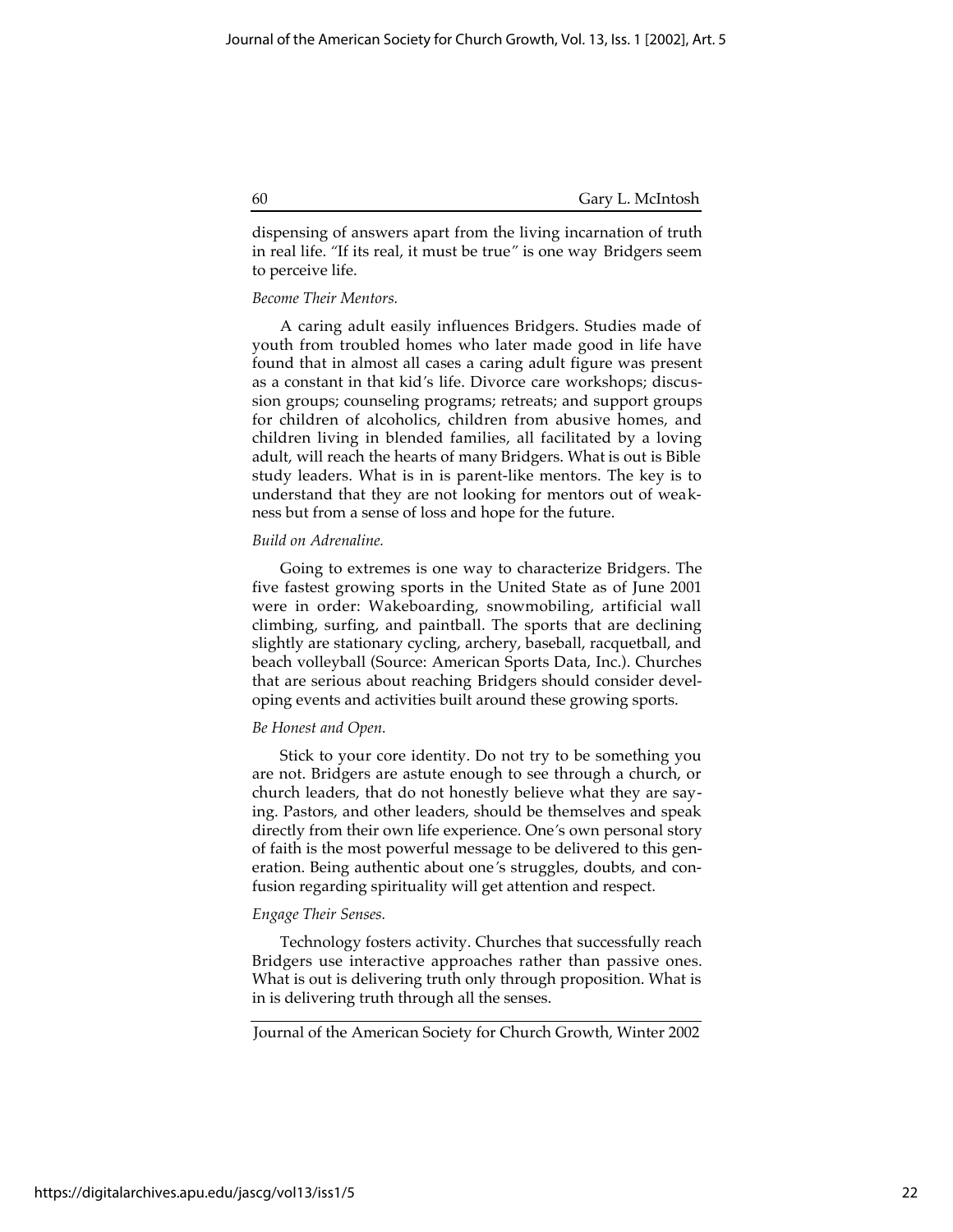dispensing of answers apart from the living incarnation of truth in real life. "If its real, it must be true" is one way Bridgers seem to perceive life.

*Become Their Mentors.*

A caring adult easily influences Bridgers. Studies made of youth from troubled homes who later made good in life have found that in almost all cases a caring adult figure was present as a constant in that kid's life. Divorce care workshops; discussion groups; counseling programs; retreats; and support groups for children of alcoholics, children from abusive homes, and children living in blended families, all facilitated by a loving adult, will reach the hearts of many Bridgers. What is out is Bible study leaders. What is in is parent-like mentors. The key is to understand that they are not looking for mentors out of weakness but from a sense of loss and hope for the future.

*Build on Adrenaline.*

Going to extremes is one way to characterize Bridgers. The five fastest growing sports in the United State as of June 2001 were in order: Wakeboarding, snowmobiling, artificial wall climbing, surfing, and paintball. The sports that are declining slightly are stationary cycling, archery, baseball, racquetball, and beach volleyball (Source: American Sports Data, Inc.). Churches that are serious about reaching Bridgers should consider developing events and activities built around these growing sports.

*Be Honest and Open.*

Stick to your core identity. Do not try to be something you are not. Bridgers are astute enough to see through a church, or church leaders, that do not honestly believe what they are saying. Pastors, and other leaders, should be themselves and speak directly from their own life experience. One's own personal story of faith is the most powerful message to be delivered to this generation. Being authentic about one's struggles, doubts, and confusion regarding spirituality will get attention and respect.

*Engage Their Senses.*

Technology fosters activity. Churches that successfully reach Bridgers use interactive approaches rather than passive ones. What is out is delivering truth only through proposition. What is in is delivering truth through all the senses.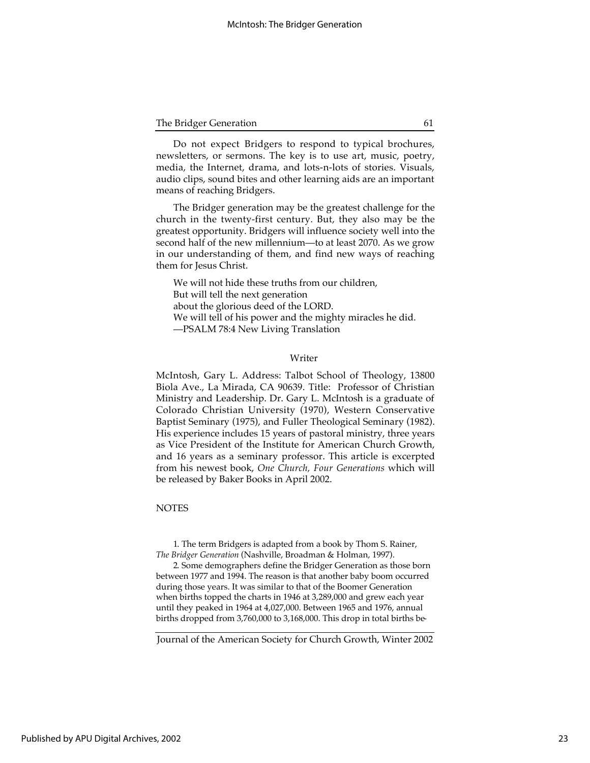Do not expect Bridgers to respond to typical brochures, newsletters, or sermons. The key is to use art, music, poetry, media, the Internet, drama, and lots-n-lots of stories. Visuals, audio clips, sound bites and other learning aids are an important means of reaching Bridgers.

The Bridger generation may be the greatest challenge for the church in the twenty-first century. But, they also may be the greatest opportunity. Bridgers will influence society well into the second half of the new millennium—to at least 2070. As we grow in our understanding of them, and find new ways of reaching them for Jesus Christ.

> We will not hide these truths from our children,
> But will tell the next generation
> about the glorious deed of the LORD.
> We will tell of his power and the mighty miracles he did.
> —PSALM 78:4 New Living Translation

## Writer

McIntosh, Gary L. Address: Talbot School of Theology, 13800 Biola Ave., La Mirada, CA 90639. Title: Professor of Christian Ministry and Leadership. Dr. Gary L. McIntosh is a graduate of Colorado Christian University (1970), Western Conservative Baptist Seminary (1975), and Fuller Theological Seminary (1982). His experience includes 15 years of pastoral ministry, three years as Vice President of the Institute for American Church Growth, and 16 years as a seminary professor. This article is excerpted from his newest book, *One Church, Four Generations* which will be released by Baker Books in April 2002.

## NOTES

1. The term Bridgers is adapted from a book by Thom S. Rainer, *The Bridger Generation* (Nashville, Broadman & Holman, 1997).

2. Some demographers define the Bridger Generation as those born between 1977 and 1994. The reason is that another baby boom occurred during those years. It was similar to that of the Boomer Generation when births topped the charts in 1946 at 3,289,000 and grew each year until they peaked in 1964 at 4,027,000. Between 1965 and 1976, annual births dropped from 3,760,000 to 3,168,000. This drop in total births be-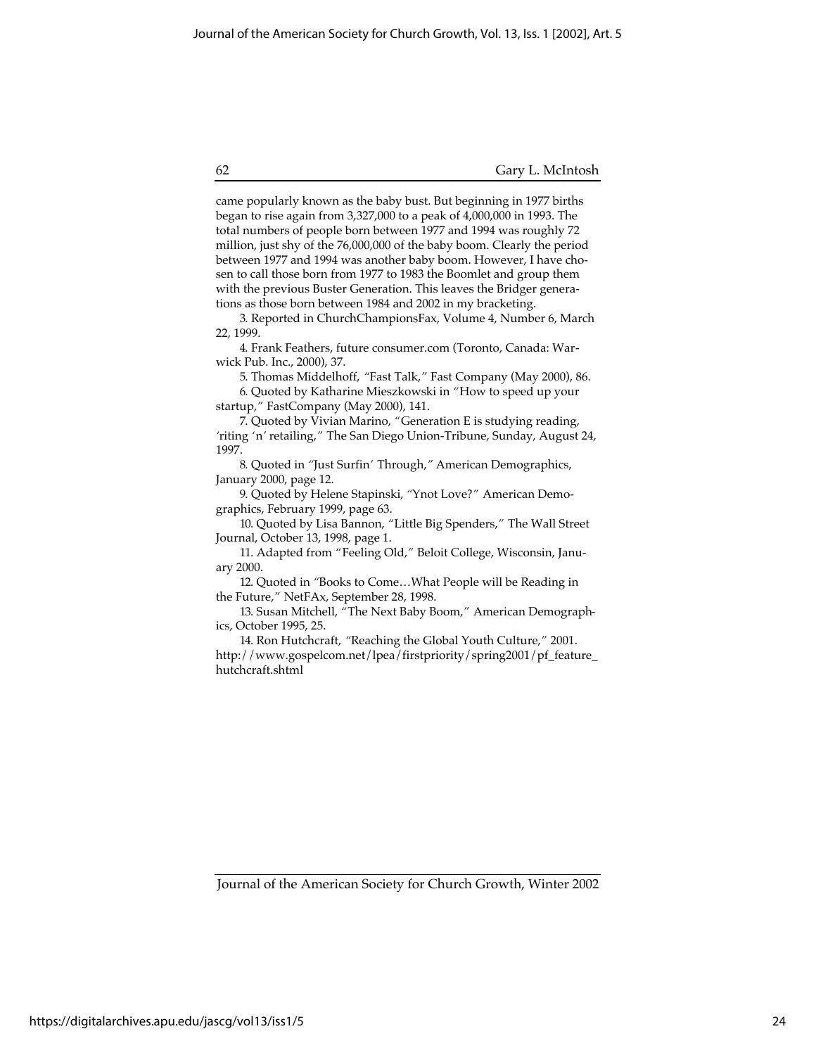came popularly known as the baby bust. But beginning in 1977 births began to rise again from 3,327,000 to a peak of 4,000,000 in 1993. The total numbers of people born between 1977 and 1994 was roughly 72 million, just shy of the 76,000,000 of the baby boom. Clearly the period between 1977 and 1994 was another baby boom. However, I have chosen to call those born from 1977 to 1983 the Boomlet and group them with the previous Buster Generation. This leaves the Bridger generations as those born between 1984 and 2002 in my bracketing.

3. Reported in ChurchChampionsFax, Volume 4, Number 6, March 22, 1999.

4. Frank Feathers, future consumer.com (Toronto, Canada: Warwick Pub. Inc., 2000), 37.

5. Thomas Middelhoff, "Fast Talk," Fast Company (May 2000), 86.

6. Quoted by Katharine Mieszkowski in "How to speed up your startup," FastCompany (May 2000), 141.

7. Quoted by Vivian Marino, "Generation E is studying reading, 'riting 'n' retailing," The San Diego Union-Tribune, Sunday, August 24, 1997.

8. Quoted in "Just Surfin' Through," American Demographics, January 2000, page 12.

9. Quoted by Helene Stapinski, "Ynot Love?" American Demographics, February 1999, page 63.

10. Quoted by Lisa Bannon, "Little Big Spenders," The Wall Street Journal, October 13, 1998, page 1.

11. Adapted from "Feeling Old," Beloit College, Wisconsin, January 2000.

12. Quoted in "Books to Come…What People will be Reading in the Future," NetFAx, September 28, 1998.

13. Susan Mitchell, "The Next Baby Boom," American Demographics, October 1995, 25.

14. Ron Hutchcraft, "Reaching the Global Youth Culture," 2001. http://www.gospelcom.net/lpea/firstpriority/spring2001/pf_feature_hutchcraft.shtml